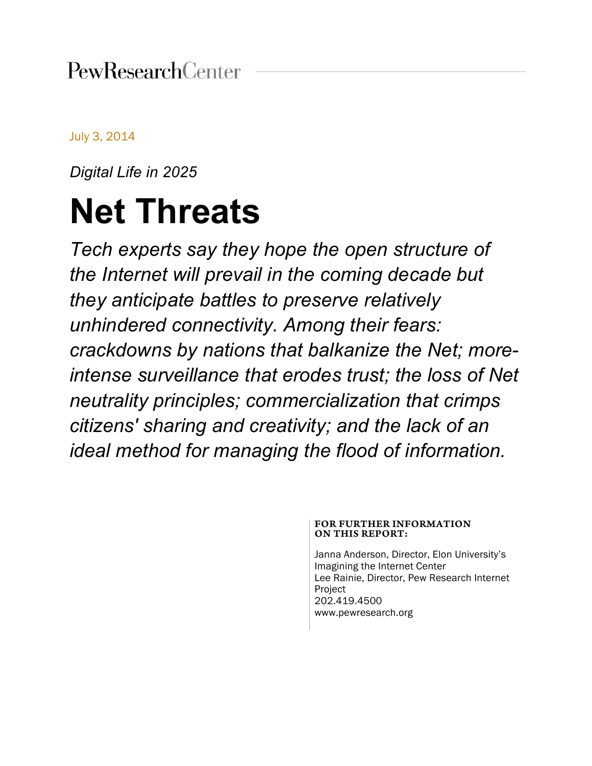PewResearchCenter

July 3, 2014

*Digital Life in 2025*

# Net Threats

*Tech experts say they hope the open structure of the Internet will prevail in the coming decade but they anticipate battles to preserve relatively unhindered connectivity. Among their fears: crackdowns by nations that balkanize the Net; more-intense surveillance that erodes trust; the loss of Net neutrality principles; commercialization that crimps citizens' sharing and creativity; and the lack of an ideal method for managing the flood of information.*

**FOR FURTHER INFORMATION ON THIS REPORT:**

Janna Anderson, Director, Elon University's Imagining the Internet Center
Lee Rainie, Director, Pew Research Internet Project
202.419.4500
www.pewresearch.org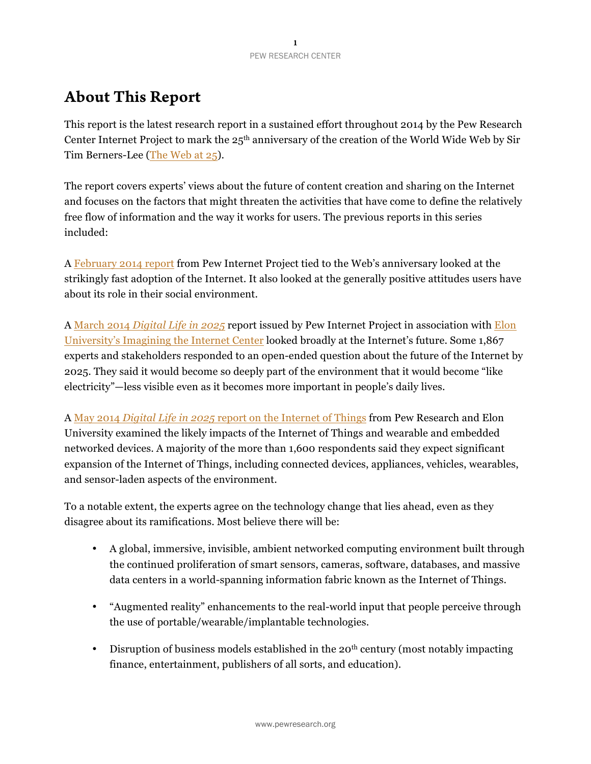# About This Report

This report is the latest research report in a sustained effort throughout 2014 by the Pew Research Center Internet Project to mark the 25th anniversary of the creation of the World Wide Web by Sir Tim Berners-Lee (The Web at 25).

The report covers experts' views about the future of content creation and sharing on the Internet and focuses on the factors that might threaten the activities that have come to define the relatively free flow of information and the way it works for users. The previous reports in this series included:

A February 2014 report from Pew Internet Project tied to the Web's anniversary looked at the strikingly fast adoption of the Internet. It also looked at the generally positive attitudes users have about its role in their social environment.

A March 2014 *Digital Life in 2025* report issued by Pew Internet Project in association with Elon University's Imagining the Internet Center looked broadly at the Internet's future. Some 1,867 experts and stakeholders responded to an open-ended question about the future of the Internet by 2025. They said it would become so deeply part of the environment that it would become "like electricity"—less visible even as it becomes more important in people's daily lives.

A May 2014 *Digital Life in 2025* report on the Internet of Things from Pew Research and Elon University examined the likely impacts of the Internet of Things and wearable and embedded networked devices. A majority of the more than 1,600 respondents said they expect significant expansion of the Internet of Things, including connected devices, appliances, vehicles, wearables, and sensor-laden aspects of the environment.

To a notable extent, the experts agree on the technology change that lies ahead, even as they disagree about its ramifications. Most believe there will be:

- A global, immersive, invisible, ambient networked computing environment built through the continued proliferation of smart sensors, cameras, software, databases, and massive data centers in a world-spanning information fabric known as the Internet of Things.
- "Augmented reality" enhancements to the real-world input that people perceive through the use of portable/wearable/implantable technologies.
- Disruption of business models established in the 20th century (most notably impacting finance, entertainment, publishers of all sorts, and education).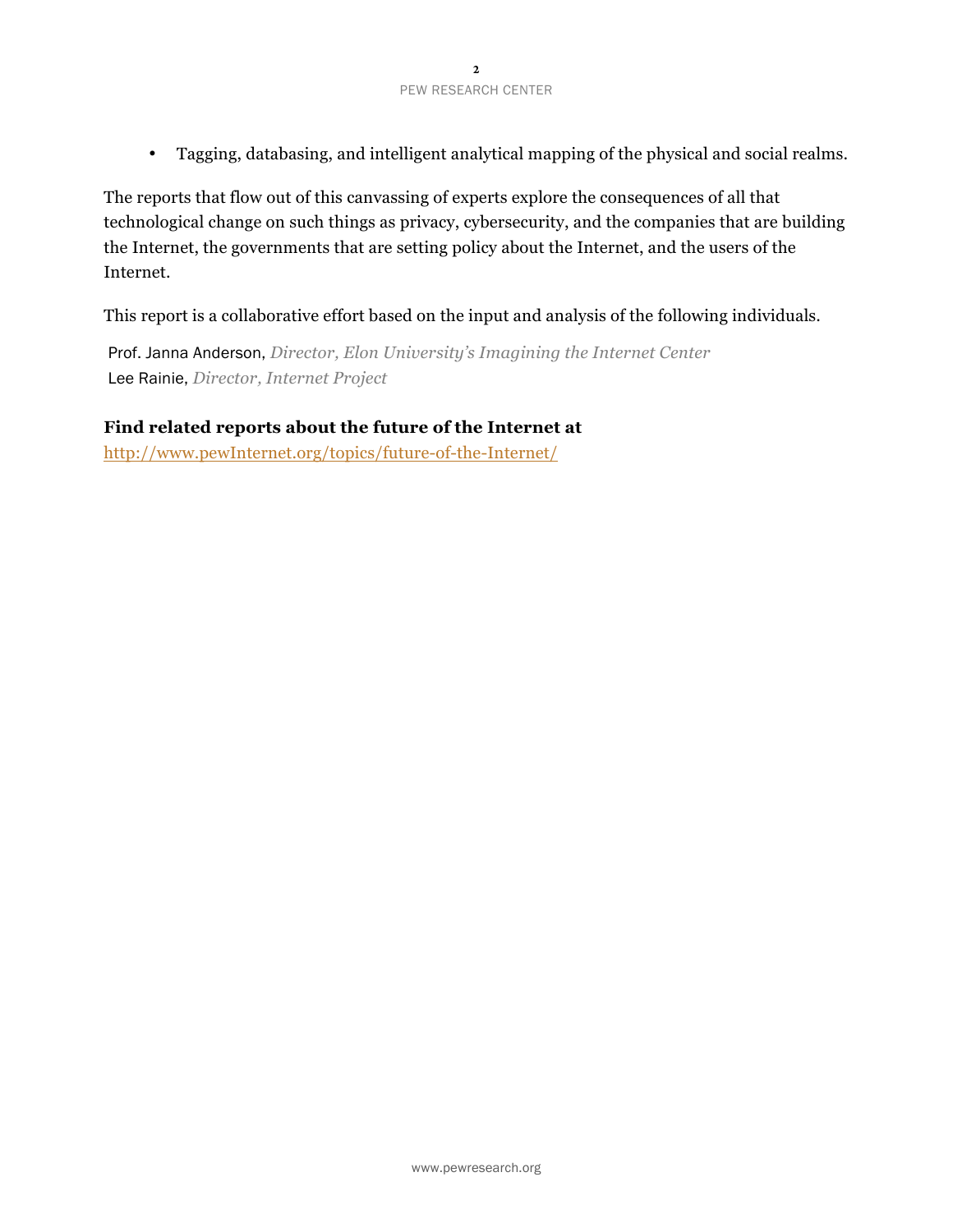- Tagging, databasing, and intelligent analytical mapping of the physical and social realms.

The reports that flow out of this canvassing of experts explore the consequences of all that technological change on such things as privacy, cybersecurity, and the companies that are building the Internet, the governments that are setting policy about the Internet, and the users of the Internet.

This report is a collaborative effort based on the input and analysis of the following individuals.

Prof. Janna Anderson, *Director, Elon University's Imagining the Internet Center*
Lee Rainie, *Director, Internet Project*

**Find related reports about the future of the Internet at**
http://www.pewInternet.org/topics/future-of-the-Internet/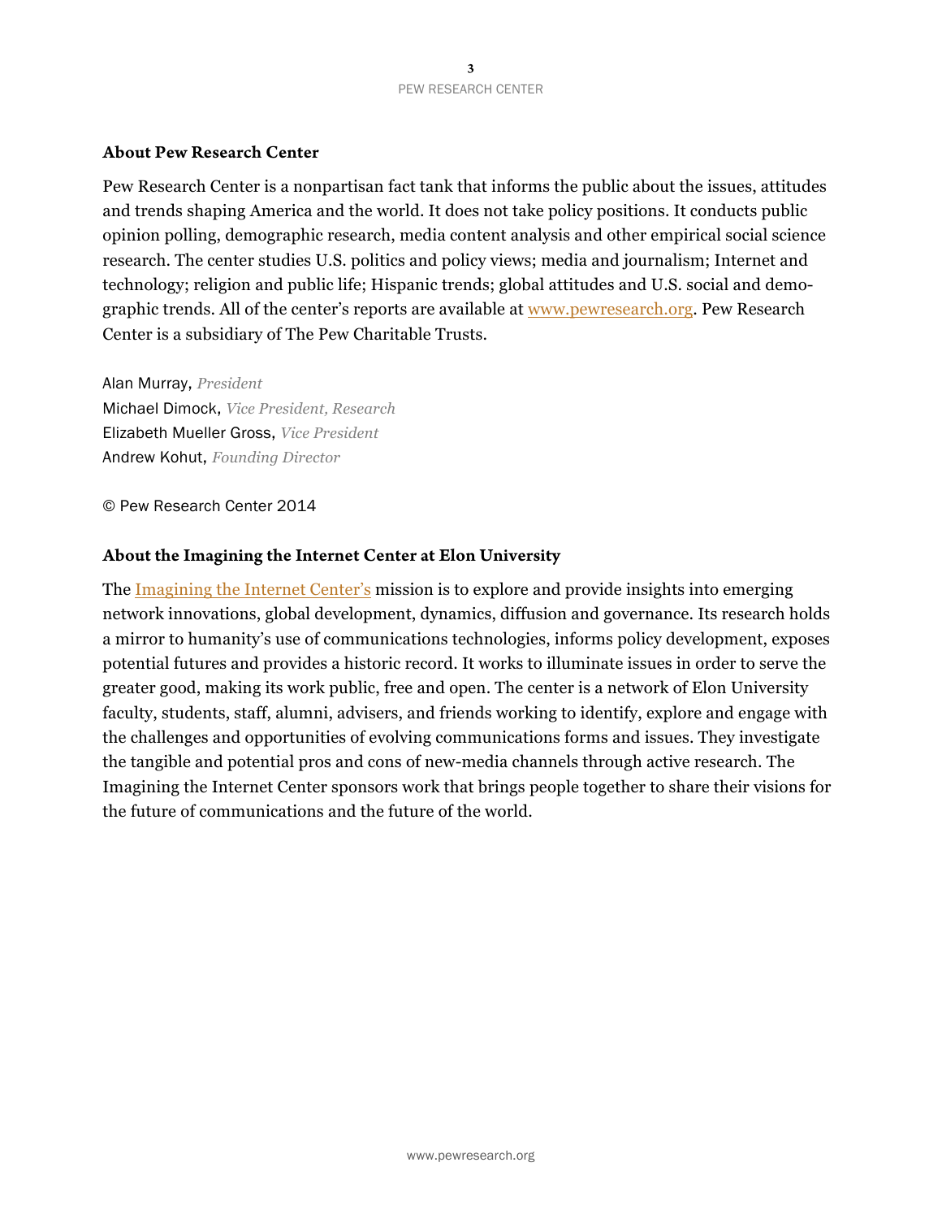## About Pew Research Center

Pew Research Center is a nonpartisan fact tank that informs the public about the issues, attitudes and trends shaping America and the world. It does not take policy positions. It conducts public opinion polling, demographic research, media content analysis and other empirical social science research. The center studies U.S. politics and policy views; media and journalism; Internet and technology; religion and public life; Hispanic trends; global attitudes and U.S. social and demographic trends. All of the center's reports are available at [www.pewresearch.org](http://www.pewresearch.org). Pew Research Center is a subsidiary of The Pew Charitable Trusts.

Alan Murray, *President*
Michael Dimock, *Vice President, Research*
Elizabeth Mueller Gross, *Vice President*
Andrew Kohut, *Founding Director*

© Pew Research Center 2014

## About the Imagining the Internet Center at Elon University

The [Imagining the Internet Center's](#) mission is to explore and provide insights into emerging network innovations, global development, dynamics, diffusion and governance. Its research holds a mirror to humanity's use of communications technologies, informs policy development, exposes potential futures and provides a historic record. It works to illuminate issues in order to serve the greater good, making its work public, free and open. The center is a network of Elon University faculty, students, staff, alumni, advisers, and friends working to identify, explore and engage with the challenges and opportunities of evolving communications forms and issues. They investigate the tangible and potential pros and cons of new-media channels through active research. The Imagining the Internet Center sponsors work that brings people together to share their visions for the future of communications and the future of the world.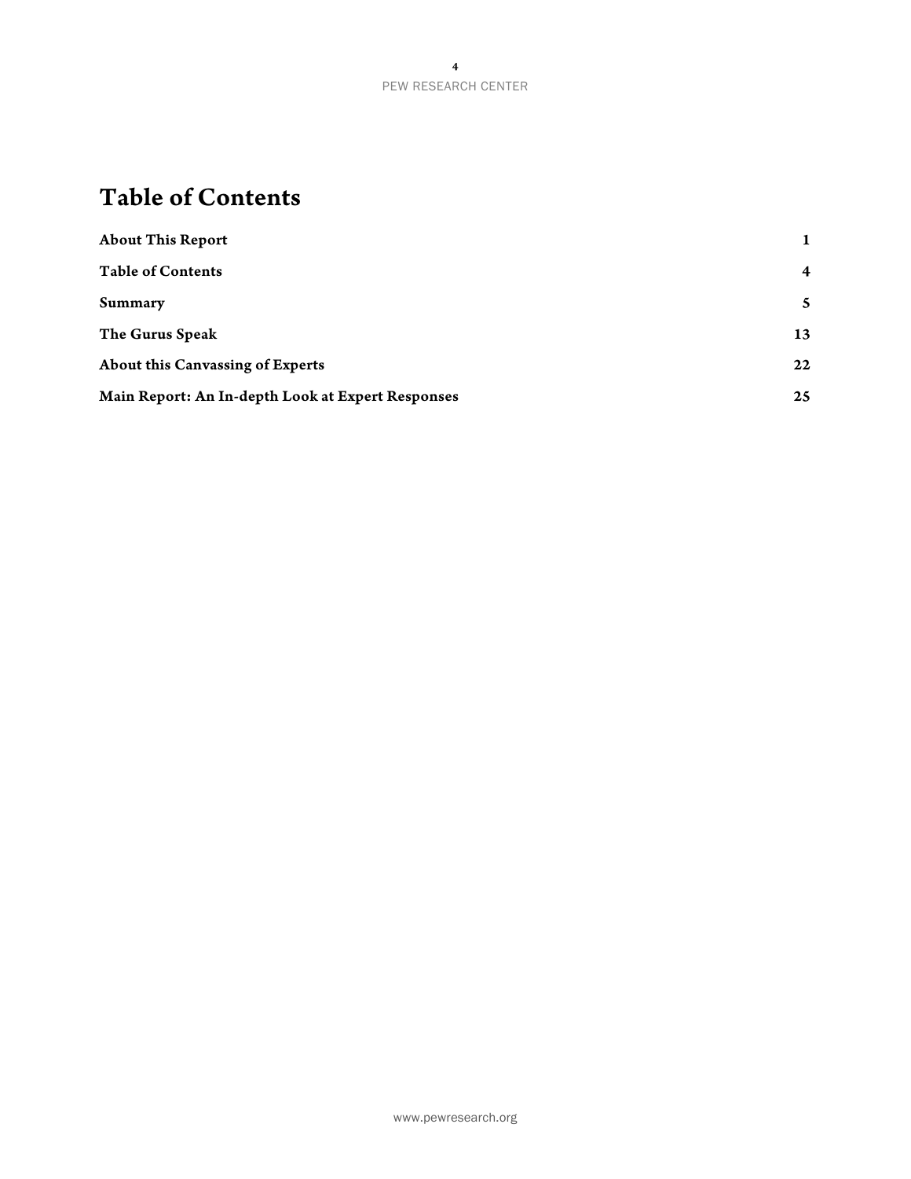# Table of Contents

| | |
|---|---|
| **About This Report** | **1** |
| **Table of Contents** | **4** |
| **Summary** | **5** |
| **The Gurus Speak** | **13** |
| **About this Canvassing of Experts** | **22** |
| **Main Report: An In-depth Look at Expert Responses** | **25** |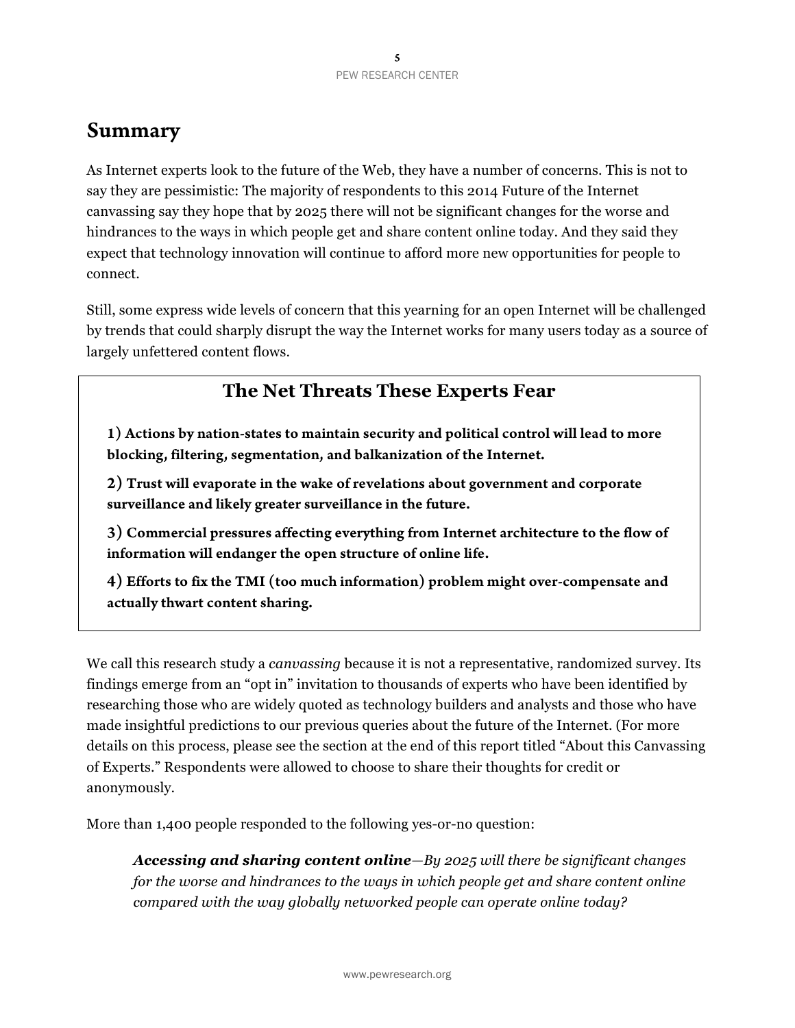## Summary

As Internet experts look to the future of the Web, they have a number of concerns. This is not to say they are pessimistic: The majority of respondents to this 2014 Future of the Internet canvassing say they hope that by 2025 there will not be significant changes for the worse and hindrances to the ways in which people get and share content online today. And they said they expect that technology innovation will continue to afford more new opportunities for people to connect.

Still, some express wide levels of concern that this yearning for an open Internet will be challenged by trends that could sharply disrupt the way the Internet works for many users today as a source of largely unfettered content flows.

### The Net Threats These Experts Fear

**1) Actions by nation-states to maintain security and political control will lead to more blocking, filtering, segmentation, and balkanization of the Internet.**

**2) Trust will evaporate in the wake of revelations about government and corporate surveillance and likely greater surveillance in the future.**

**3) Commercial pressures affecting everything from Internet architecture to the flow of information will endanger the open structure of online life.**

**4) Efforts to fix the TMI (too much information) problem might over-compensate and actually thwart content sharing.**

We call this research study a *canvassing* because it is not a representative, randomized survey. Its findings emerge from an "opt in" invitation to thousands of experts who have been identified by researching those who are widely quoted as technology builders and analysts and those who have made insightful predictions to our previous queries about the future of the Internet. (For more details on this process, please see the section at the end of this report titled "About this Canvassing of Experts." Respondents were allowed to choose to share their thoughts for credit or anonymously.

More than 1,400 people responded to the following yes-or-no question:

> ***Accessing and sharing content online****—By 2025 will there be significant changes for the worse and hindrances to the ways in which people get and share content online compared with the way globally networked people can operate online today?*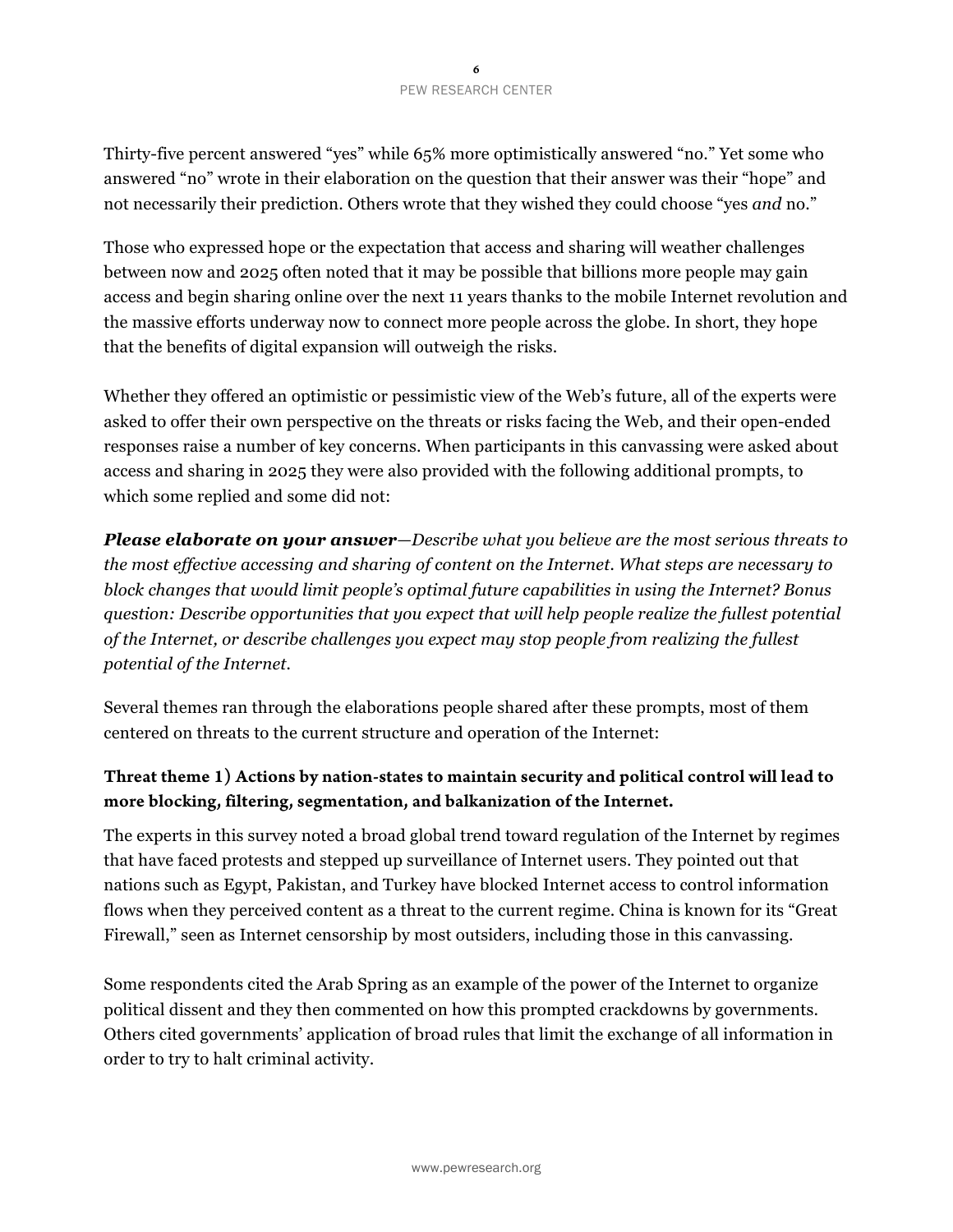Thirty-five percent answered "yes" while 65% more optimistically answered "no." Yet some who answered "no" wrote in their elaboration on the question that their answer was their "hope" and not necessarily their prediction. Others wrote that they wished they could choose "yes *and* no."

Those who expressed hope or the expectation that access and sharing will weather challenges between now and 2025 often noted that it may be possible that billions more people may gain access and begin sharing online over the next 11 years thanks to the mobile Internet revolution and the massive efforts underway now to connect more people across the globe. In short, they hope that the benefits of digital expansion will outweigh the risks.

Whether they offered an optimistic or pessimistic view of the Web's future, all of the experts were asked to offer their own perspective on the threats or risks facing the Web, and their open-ended responses raise a number of key concerns. When participants in this canvassing were asked about access and sharing in 2025 they were also provided with the following additional prompts, to which some replied and some did not:

***Please elaborate on your answer****—Describe what you believe are the most serious threats to the most effective accessing and sharing of content on the Internet. What steps are necessary to block changes that would limit people's optimal future capabilities in using the Internet? Bonus question: Describe opportunities that you expect that will help people realize the fullest potential of the Internet, or describe challenges you expect may stop people from realizing the fullest potential of the Internet.*

Several themes ran through the elaborations people shared after these prompts, most of them centered on threats to the current structure and operation of the Internet:

**Threat theme 1) Actions by nation-states to maintain security and political control will lead to more blocking, filtering, segmentation, and balkanization of the Internet.**

The experts in this survey noted a broad global trend toward regulation of the Internet by regimes that have faced protests and stepped up surveillance of Internet users. They pointed out that nations such as Egypt, Pakistan, and Turkey have blocked Internet access to control information flows when they perceived content as a threat to the current regime. China is known for its "Great Firewall," seen as Internet censorship by most outsiders, including those in this canvassing.

Some respondents cited the Arab Spring as an example of the power of the Internet to organize political dissent and they then commented on how this prompted crackdowns by governments. Others cited governments' application of broad rules that limit the exchange of all information in order to try to halt criminal activity.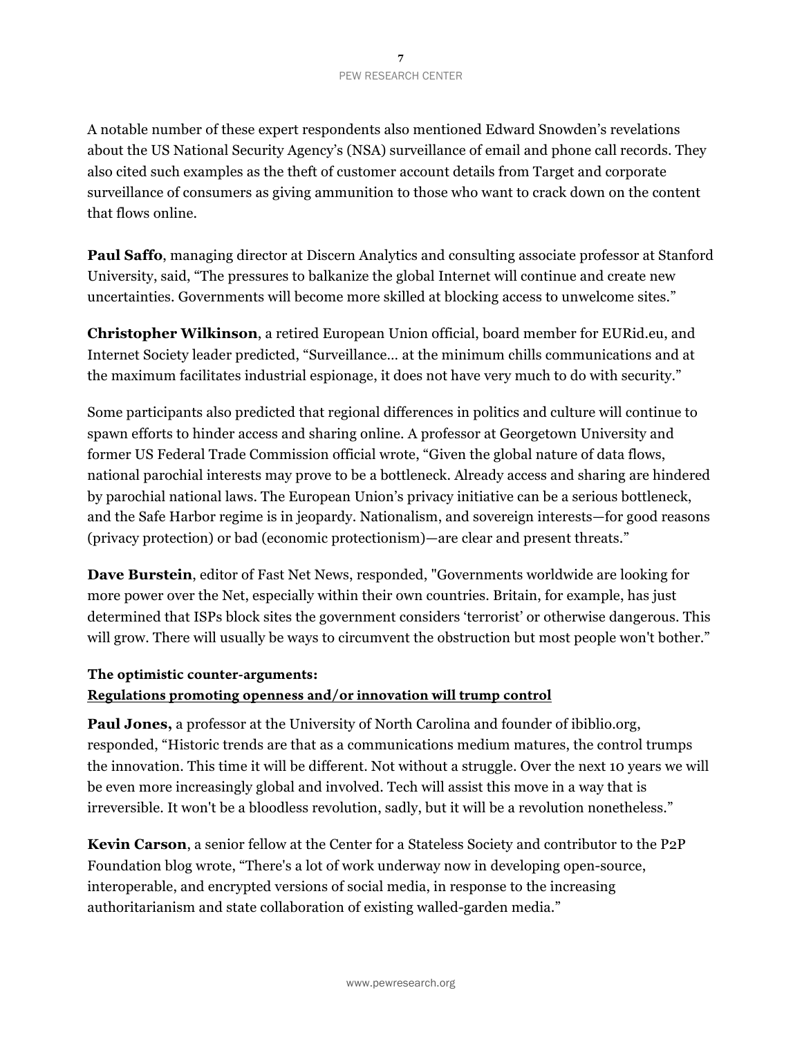A notable number of these expert respondents also mentioned Edward Snowden's revelations about the US National Security Agency's (NSA) surveillance of email and phone call records. They also cited such examples as the theft of customer account details from Target and corporate surveillance of consumers as giving ammunition to those who want to crack down on the content that flows online.

**Paul Saffo**, managing director at Discern Analytics and consulting associate professor at Stanford University, said, "The pressures to balkanize the global Internet will continue and create new uncertainties. Governments will become more skilled at blocking access to unwelcome sites."

**Christopher Wilkinson**, a retired European Union official, board member for EURid.eu, and Internet Society leader predicted, "Surveillance… at the minimum chills communications and at the maximum facilitates industrial espionage, it does not have very much to do with security."

Some participants also predicted that regional differences in politics and culture will continue to spawn efforts to hinder access and sharing online. A professor at Georgetown University and former US Federal Trade Commission official wrote, "Given the global nature of data flows, national parochial interests may prove to be a bottleneck. Already access and sharing are hindered by parochial national laws. The European Union's privacy initiative can be a serious bottleneck, and the Safe Harbor regime is in jeopardy. Nationalism, and sovereign interests—for good reasons (privacy protection) or bad (economic protectionism)—are clear and present threats."

**Dave Burstein**, editor of Fast Net News, responded, "Governments worldwide are looking for more power over the Net, especially within their own countries. Britain, for example, has just determined that ISPs block sites the government considers 'terrorist' or otherwise dangerous. This will grow. There will usually be ways to circumvent the obstruction but most people won't bother."

**The optimistic counter-arguments:**
**Regulations promoting openness and/or innovation will trump control**

**Paul Jones,** a professor at the University of North Carolina and founder of ibiblio.org, responded, "Historic trends are that as a communications medium matures, the control trumps the innovation. This time it will be different. Not without a struggle. Over the next 10 years we will be even more increasingly global and involved. Tech will assist this move in a way that is irreversible. It won't be a bloodless revolution, sadly, but it will be a revolution nonetheless."

**Kevin Carson**, a senior fellow at the Center for a Stateless Society and contributor to the P2P Foundation blog wrote, "There's a lot of work underway now in developing open-source, interoperable, and encrypted versions of social media, in response to the increasing authoritarianism and state collaboration of existing walled-garden media."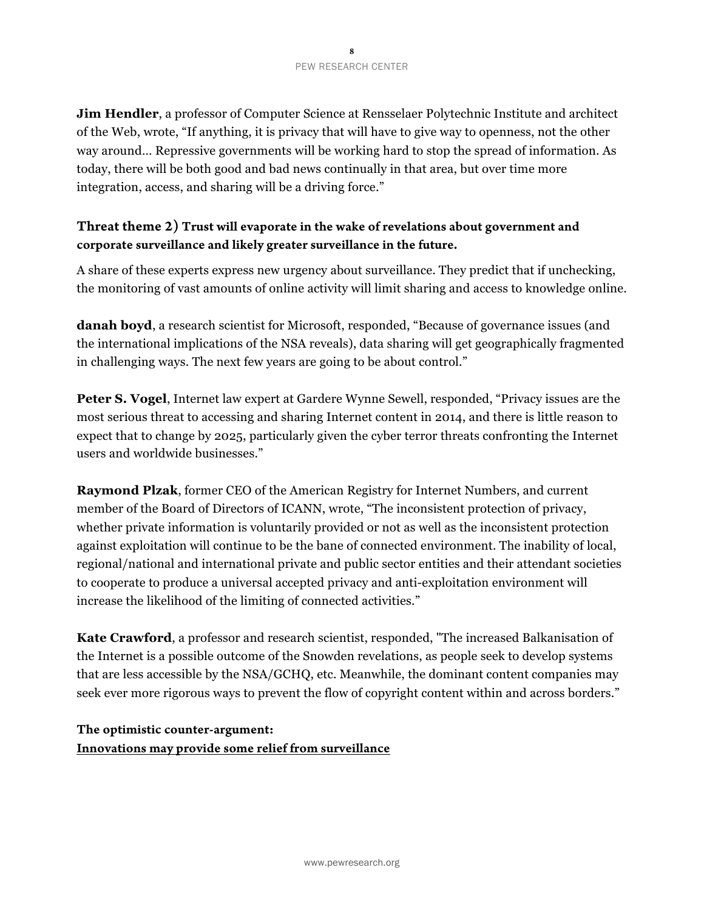**Jim Hendler**, a professor of Computer Science at Rensselaer Polytechnic Institute and architect of the Web, wrote, “If anything, it is privacy that will have to give way to openness, not the other way around… Repressive governments will be working hard to stop the spread of information. As today, there will be both good and bad news continually in that area, but over time more integration, access, and sharing will be a driving force.”

### Threat theme 2) Trust will evaporate in the wake of revelations about government and corporate surveillance and likely greater surveillance in the future.

A share of these experts express new urgency about surveillance. They predict that if unchecking, the monitoring of vast amounts of online activity will limit sharing and access to knowledge online.

**danah boyd**, a research scientist for Microsoft, responded, “Because of governance issues (and the international implications of the NSA reveals), data sharing will get geographically fragmented in challenging ways. The next few years are going to be about control.”

**Peter S. Vogel**, Internet law expert at Gardere Wynne Sewell, responded, “Privacy issues are the most serious threat to accessing and sharing Internet content in 2014, and there is little reason to expect that to change by 2025, particularly given the cyber terror threats confronting the Internet users and worldwide businesses.”

**Raymond Plzak**, former CEO of the American Registry for Internet Numbers, and current member of the Board of Directors of ICANN, wrote, “The inconsistent protection of privacy, whether private information is voluntarily provided or not as well as the inconsistent protection against exploitation will continue to be the bane of connected environment. The inability of local, regional/national and international private and public sector entities and their attendant societies to cooperate to produce a universal accepted privacy and anti-exploitation environment will increase the likelihood of the limiting of connected activities.”

**Kate Crawford**, a professor and research scientist, responded, "The increased Balkanisation of the Internet is a possible outcome of the Snowden revelations, as people seek to develop systems that are less accessible by the NSA/GCHQ, etc. Meanwhile, the dominant content companies may seek ever more rigorous ways to prevent the flow of copyright content within and across borders.”

**The optimistic counter-argument:**
**Innovations may provide some relief from surveillance**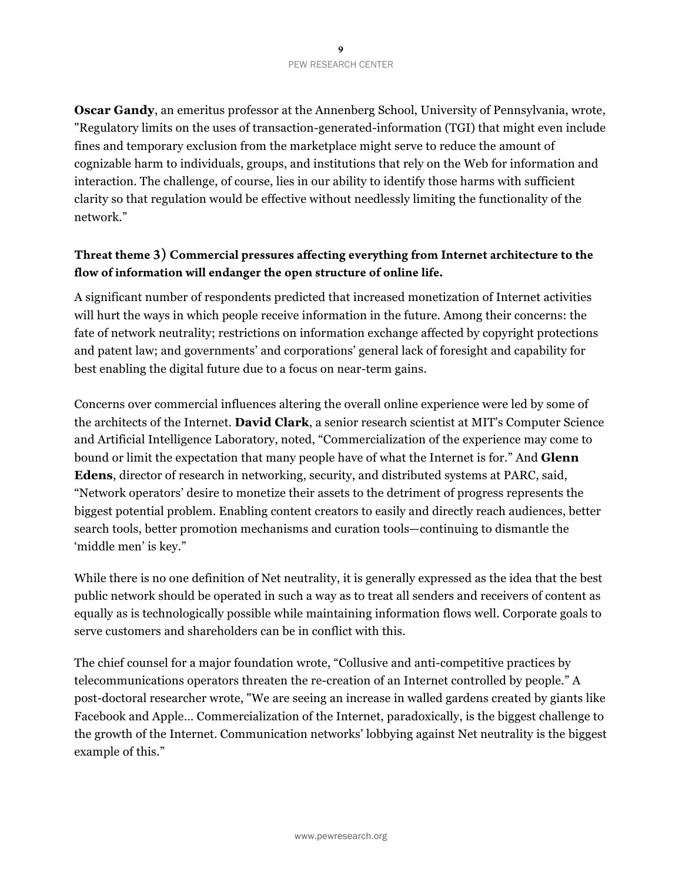**Oscar Gandy**, an emeritus professor at the Annenberg School, University of Pennsylvania, wrote, "Regulatory limits on the uses of transaction-generated-information (TGI) that might even include fines and temporary exclusion from the marketplace might serve to reduce the amount of cognizable harm to individuals, groups, and institutions that rely on the Web for information and interaction. The challenge, of course, lies in our ability to identify those harms with sufficient clarity so that regulation would be effective without needlessly limiting the functionality of the network."

### Threat theme 3) Commercial pressures affecting everything from Internet architecture to the flow of information will endanger the open structure of online life.

A significant number of respondents predicted that increased monetization of Internet activities will hurt the ways in which people receive information in the future. Among their concerns: the fate of network neutrality; restrictions on information exchange affected by copyright protections and patent law; and governments' and corporations' general lack of foresight and capability for best enabling the digital future due to a focus on near-term gains.

Concerns over commercial influences altering the overall online experience were led by some of the architects of the Internet. **David Clark**, a senior research scientist at MIT's Computer Science and Artificial Intelligence Laboratory, noted, "Commercialization of the experience may come to bound or limit the expectation that many people have of what the Internet is for." And **Glenn Edens**, director of research in networking, security, and distributed systems at PARC, said, "Network operators' desire to monetize their assets to the detriment of progress represents the biggest potential problem. Enabling content creators to easily and directly reach audiences, better search tools, better promotion mechanisms and curation tools—continuing to dismantle the 'middle men' is key."

While there is no one definition of Net neutrality, it is generally expressed as the idea that the best public network should be operated in such a way as to treat all senders and receivers of content as equally as is technologically possible while maintaining information flows well. Corporate goals to serve customers and shareholders can be in conflict with this.

The chief counsel for a major foundation wrote, "Collusive and anti-competitive practices by telecommunications operators threaten the re-creation of an Internet controlled by people." A post-doctoral researcher wrote, "We are seeing an increase in walled gardens created by giants like Facebook and Apple… Commercialization of the Internet, paradoxically, is the biggest challenge to the growth of the Internet. Communication networks' lobbying against Net neutrality is the biggest example of this."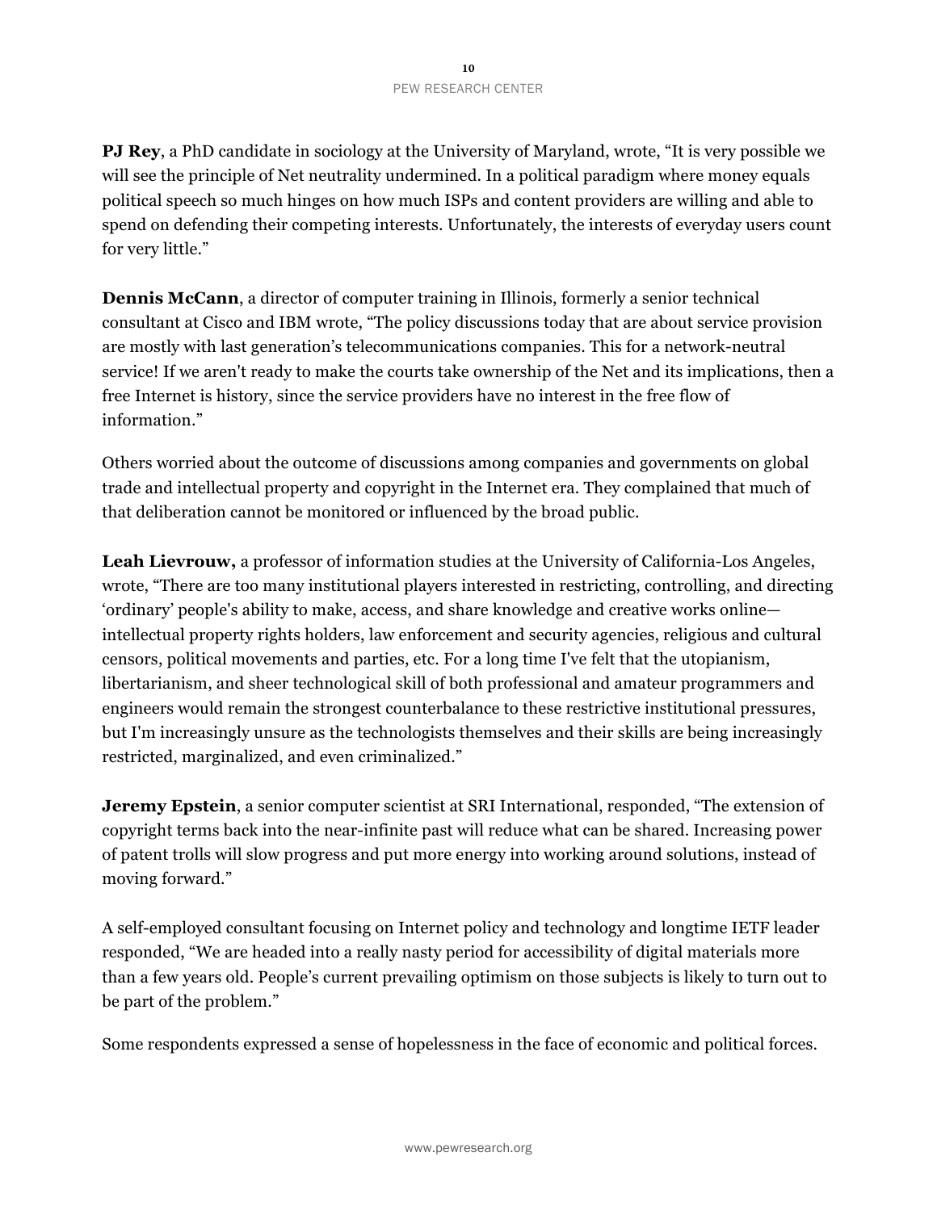**PJ Rey**, a PhD candidate in sociology at the University of Maryland, wrote, "It is very possible we will see the principle of Net neutrality undermined. In a political paradigm where money equals political speech so much hinges on how much ISPs and content providers are willing and able to spend on defending their competing interests. Unfortunately, the interests of everyday users count for very little."

**Dennis McCann**, a director of computer training in Illinois, formerly a senior technical consultant at Cisco and IBM wrote, "The policy discussions today that are about service provision are mostly with last generation's telecommunications companies. This for a network-neutral service! If we aren't ready to make the courts take ownership of the Net and its implications, then a free Internet is history, since the service providers have no interest in the free flow of information."

Others worried about the outcome of discussions among companies and governments on global trade and intellectual property and copyright in the Internet era. They complained that much of that deliberation cannot be monitored or influenced by the broad public.

**Leah Lievrouw,** a professor of information studies at the University of California-Los Angeles, wrote, "There are too many institutional players interested in restricting, controlling, and directing 'ordinary' people's ability to make, access, and share knowledge and creative works online—intellectual property rights holders, law enforcement and security agencies, religious and cultural censors, political movements and parties, etc. For a long time I've felt that the utopianism, libertarianism, and sheer technological skill of both professional and amateur programmers and engineers would remain the strongest counterbalance to these restrictive institutional pressures, but I'm increasingly unsure as the technologists themselves and their skills are being increasingly restricted, marginalized, and even criminalized."

**Jeremy Epstein**, a senior computer scientist at SRI International, responded, "The extension of copyright terms back into the near-infinite past will reduce what can be shared. Increasing power of patent trolls will slow progress and put more energy into working around solutions, instead of moving forward."

A self-employed consultant focusing on Internet policy and technology and longtime IETF leader responded, "We are headed into a really nasty period for accessibility of digital materials more than a few years old. People's current prevailing optimism on those subjects is likely to turn out to be part of the problem."

Some respondents expressed a sense of hopelessness in the face of economic and political forces.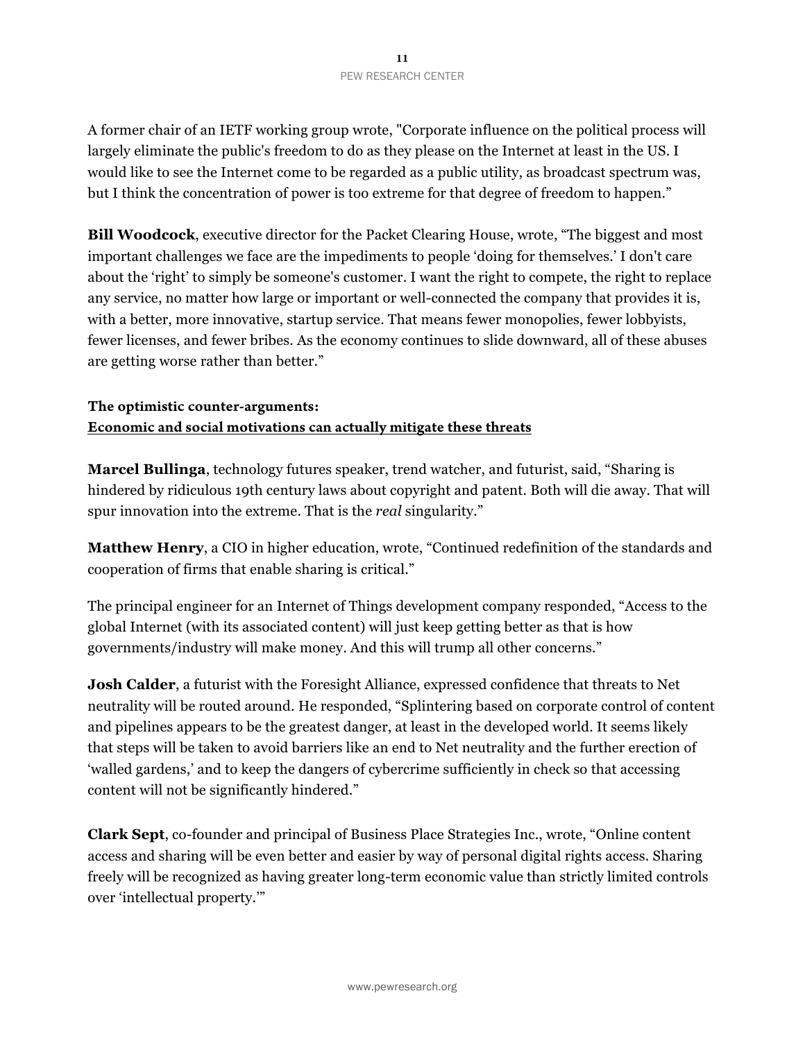A former chair of an IETF working group wrote, "Corporate influence on the political process will largely eliminate the public's freedom to do as they please on the Internet at least in the US. I would like to see the Internet come to be regarded as a public utility, as broadcast spectrum was, but I think the concentration of power is too extreme for that degree of freedom to happen."

**Bill Woodcock**, executive director for the Packet Clearing House, wrote, "The biggest and most important challenges we face are the impediments to people 'doing for themselves.' I don't care about the 'right' to simply be someone's customer. I want the right to compete, the right to replace any service, no matter how large or important or well-connected the company that provides it is, with a better, more innovative, startup service. That means fewer monopolies, fewer lobbyists, fewer licenses, and fewer bribes. As the economy continues to slide downward, all of these abuses are getting worse rather than better."

### The optimistic counter-arguments:
### Economic and social motivations can actually mitigate these threats

**Marcel Bullinga**, technology futures speaker, trend watcher, and futurist, said, "Sharing is hindered by ridiculous 19th century laws about copyright and patent. Both will die away. That will spur innovation into the extreme. That is the *real* singularity."

**Matthew Henry**, a CIO in higher education, wrote, "Continued redefinition of the standards and cooperation of firms that enable sharing is critical."

The principal engineer for an Internet of Things development company responded, "Access to the global Internet (with its associated content) will just keep getting better as that is how governments/industry will make money. And this will trump all other concerns."

**Josh Calder**, a futurist with the Foresight Alliance, expressed confidence that threats to Net neutrality will be routed around. He responded, "Splintering based on corporate control of content and pipelines appears to be the greatest danger, at least in the developed world. It seems likely that steps will be taken to avoid barriers like an end to Net neutrality and the further erection of 'walled gardens,' and to keep the dangers of cybercrime sufficiently in check so that accessing content will not be significantly hindered."

**Clark Sept**, co-founder and principal of Business Place Strategies Inc., wrote, "Online content access and sharing will be even better and easier by way of personal digital rights access. Sharing freely will be recognized as having greater long-term economic value than strictly limited controls over 'intellectual property.'"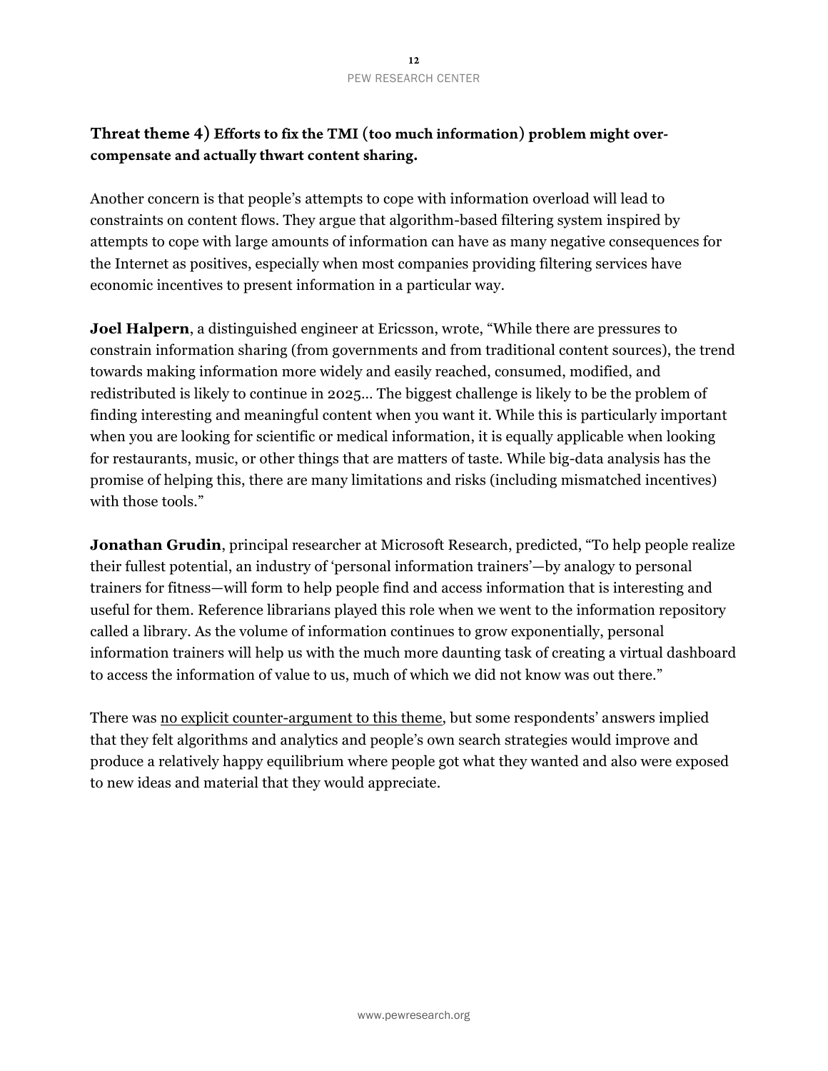### Threat theme 4) Efforts to fix the TMI (too much information) problem might over-compensate and actually thwart content sharing.

Another concern is that people's attempts to cope with information overload will lead to constraints on content flows. They argue that algorithm-based filtering system inspired by attempts to cope with large amounts of information can have as many negative consequences for the Internet as positives, especially when most companies providing filtering services have economic incentives to present information in a particular way.

**Joel Halpern**, a distinguished engineer at Ericsson, wrote, "While there are pressures to constrain information sharing (from governments and from traditional content sources), the trend towards making information more widely and easily reached, consumed, modified, and redistributed is likely to continue in 2025… The biggest challenge is likely to be the problem of finding interesting and meaningful content when you want it. While this is particularly important when you are looking for scientific or medical information, it is equally applicable when looking for restaurants, music, or other things that are matters of taste. While big-data analysis has the promise of helping this, there are many limitations and risks (including mismatched incentives) with those tools."

**Jonathan Grudin**, principal researcher at Microsoft Research, predicted, "To help people realize their fullest potential, an industry of 'personal information trainers'—by analogy to personal trainers for fitness—will form to help people find and access information that is interesting and useful for them. Reference librarians played this role when we went to the information repository called a library. As the volume of information continues to grow exponentially, personal information trainers will help us with the much more daunting task of creating a virtual dashboard to access the information of value to us, much of which we did not know was out there."

There was no explicit counter-argument to this theme, but some respondents' answers implied that they felt algorithms and analytics and people's own search strategies would improve and produce a relatively happy equilibrium where people got what they wanted and also were exposed to new ideas and material that they would appreciate.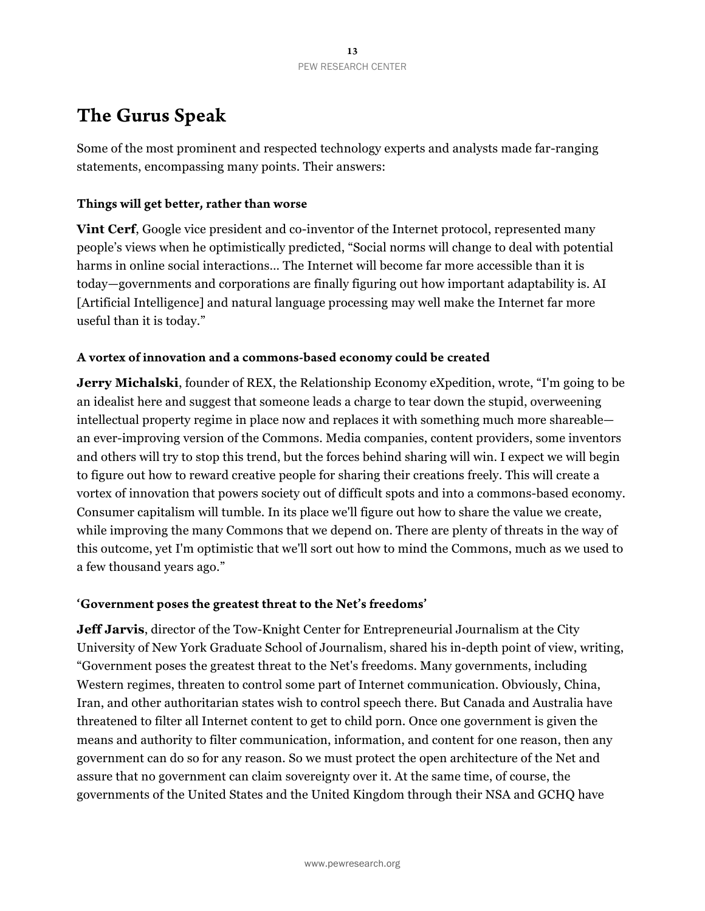# The Gurus Speak

Some of the most prominent and respected technology experts and analysts made far-ranging statements, encompassing many points. Their answers:

### Things will get better, rather than worse

**Vint Cerf**, Google vice president and co-inventor of the Internet protocol, represented many people's views when he optimistically predicted, "Social norms will change to deal with potential harms in online social interactions... The Internet will become far more accessible than it is today—governments and corporations are finally figuring out how important adaptability is. AI [Artificial Intelligence] and natural language processing may well make the Internet far more useful than it is today."

### A vortex of innovation and a commons-based economy could be created

**Jerry Michalski**, founder of REX, the Relationship Economy eXpedition, wrote, "I'm going to be an idealist here and suggest that someone leads a charge to tear down the stupid, overweening intellectual property regime in place now and replaces it with something much more shareable—an ever-improving version of the Commons. Media companies, content providers, some inventors and others will try to stop this trend, but the forces behind sharing will win. I expect we will begin to figure out how to reward creative people for sharing their creations freely. This will create a vortex of innovation that powers society out of difficult spots and into a commons-based economy. Consumer capitalism will tumble. In its place we'll figure out how to share the value we create, while improving the many Commons that we depend on. There are plenty of threats in the way of this outcome, yet I'm optimistic that we'll sort out how to mind the Commons, much as we used to a few thousand years ago."

### 'Government poses the greatest threat to the Net's freedoms'

**Jeff Jarvis**, director of the Tow-Knight Center for Entrepreneurial Journalism at the City University of New York Graduate School of Journalism, shared his in-depth point of view, writing, "Government poses the greatest threat to the Net's freedoms. Many governments, including Western regimes, threaten to control some part of Internet communication. Obviously, China, Iran, and other authoritarian states wish to control speech there. But Canada and Australia have threatened to filter all Internet content to get to child porn. Once one government is given the means and authority to filter communication, information, and content for one reason, then any government can do so for any reason. So we must protect the open architecture of the Net and assure that no government can claim sovereignty over it. At the same time, of course, the governments of the United States and the United Kingdom through their NSA and GCHQ have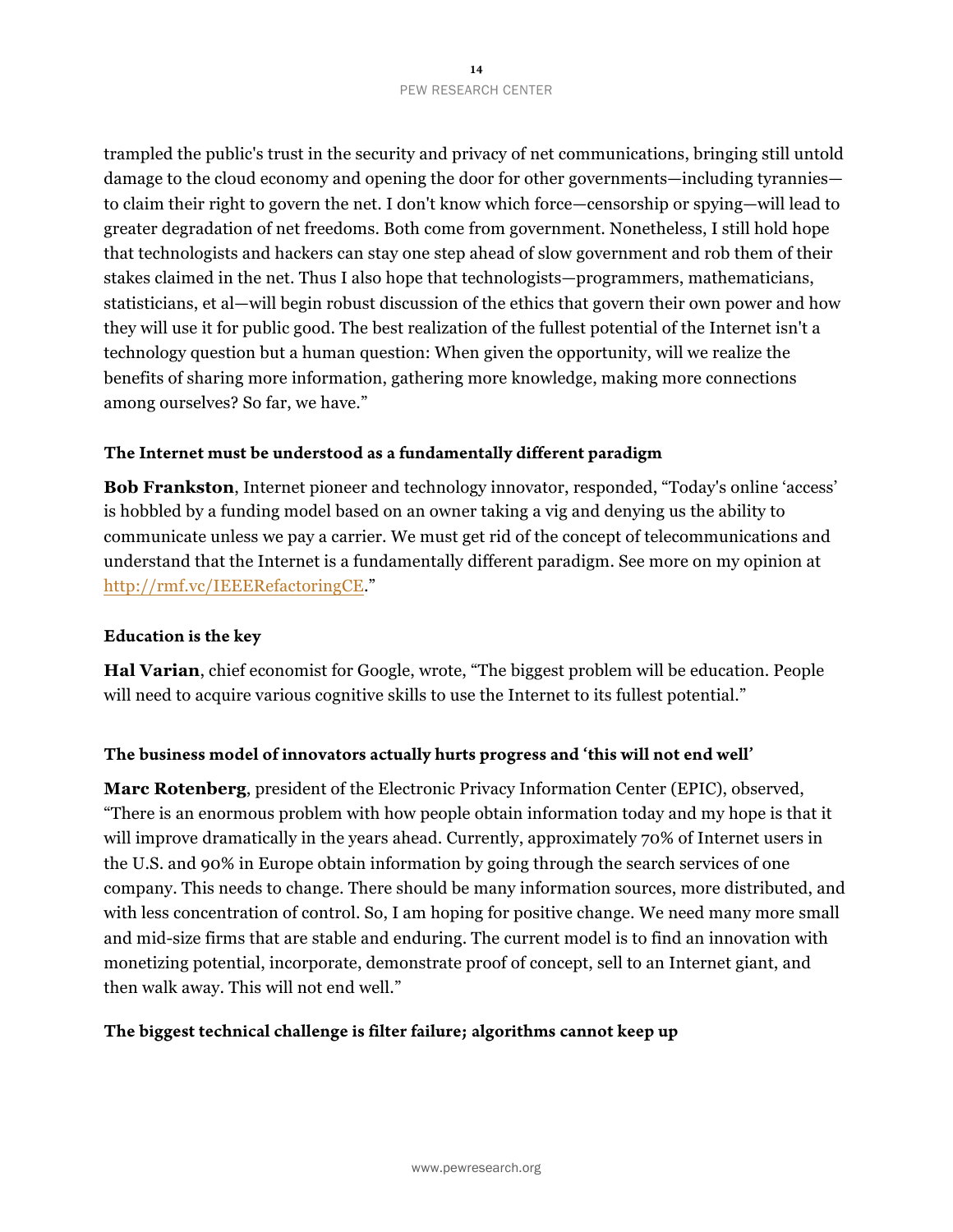trampled the public's trust in the security and privacy of net communications, bringing still untold damage to the cloud economy and opening the door for other governments—including tyrannies—to claim their right to govern the net. I don't know which force—censorship or spying—will lead to greater degradation of net freedoms. Both come from government. Nonetheless, I still hold hope that technologists and hackers can stay one step ahead of slow government and rob them of their stakes claimed in the net. Thus I also hope that technologists—programmers, mathematicians, statisticians, et al—will begin robust discussion of the ethics that govern their own power and how they will use it for public good. The best realization of the fullest potential of the Internet isn't a technology question but a human question: When given the opportunity, will we realize the benefits of sharing more information, gathering more knowledge, making more connections among ourselves? So far, we have."

### The Internet must be understood as a fundamentally different paradigm

**Bob Frankston**, Internet pioneer and technology innovator, responded, "Today's online 'access' is hobbled by a funding model based on an owner taking a vig and denying us the ability to communicate unless we pay a carrier. We must get rid of the concept of telecommunications and understand that the Internet is a fundamentally different paradigm. See more on my opinion at [http://rmf.vc/IEEERefactoringCE](http://rmf.vc/IEEERefactoringCE)."

### Education is the key

**Hal Varian**, chief economist for Google, wrote, "The biggest problem will be education. People will need to acquire various cognitive skills to use the Internet to its fullest potential."

### The business model of innovators actually hurts progress and 'this will not end well'

**Marc Rotenberg**, president of the Electronic Privacy Information Center (EPIC), observed, "There is an enormous problem with how people obtain information today and my hope is that it will improve dramatically in the years ahead. Currently, approximately 70% of Internet users in the U.S. and 90% in Europe obtain information by going through the search services of one company. This needs to change. There should be many information sources, more distributed, and with less concentration of control. So, I am hoping for positive change. We need many more small and mid-size firms that are stable and enduring. The current model is to find an innovation with monetizing potential, incorporate, demonstrate proof of concept, sell to an Internet giant, and then walk away. This will not end well."

### The biggest technical challenge is filter failure; algorithms cannot keep up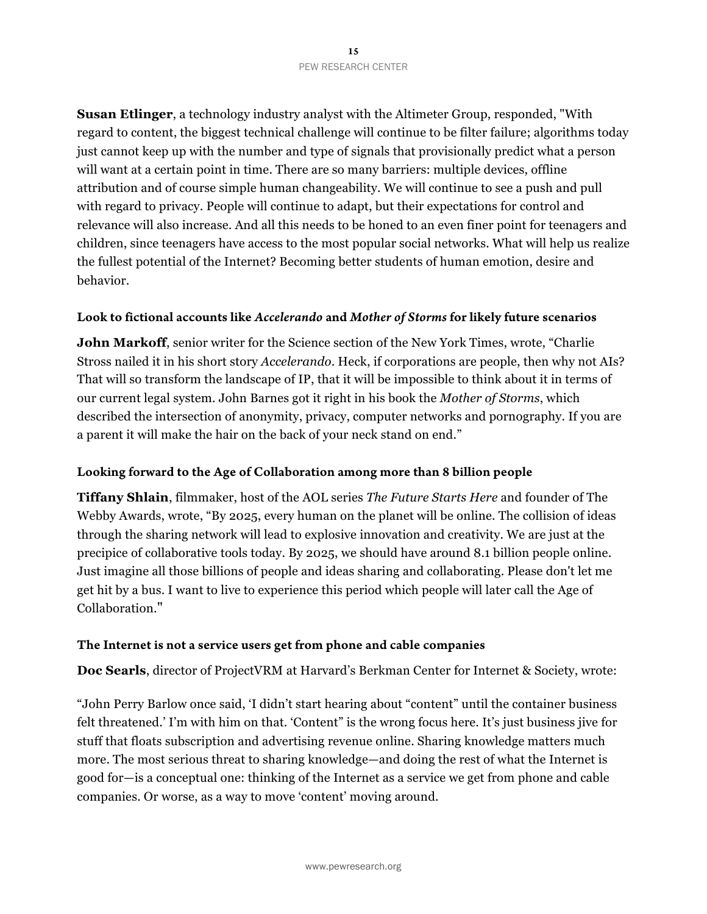**Susan Etlinger**, a technology industry analyst with the Altimeter Group, responded, "With regard to content, the biggest technical challenge will continue to be filter failure; algorithms today just cannot keep up with the number and type of signals that provisionally predict what a person will want at a certain point in time. There are so many barriers: multiple devices, offline attribution and of course simple human changeability. We will continue to see a push and pull with regard to privacy. People will continue to adapt, but their expectations for control and relevance will also increase. And all this needs to be honed to an even finer point for teenagers and children, since teenagers have access to the most popular social networks. What will help us realize the fullest potential of the Internet? Becoming better students of human emotion, desire and behavior.

### Look to fictional accounts like *Accelerando* and *Mother of Storms* for likely future scenarios

**John Markoff**, senior writer for the Science section of the New York Times, wrote, "Charlie Stross nailed it in his short story *Accelerando*. Heck, if corporations are people, then why not AIs? That will so transform the landscape of IP, that it will be impossible to think about it in terms of our current legal system. John Barnes got it right in his book the *Mother of Storms*, which described the intersection of anonymity, privacy, computer networks and pornography. If you are a parent it will make the hair on the back of your neck stand on end."

### Looking forward to the Age of Collaboration among more than 8 billion people

**Tiffany Shlain**, filmmaker, host of the AOL series *The Future Starts Here* and founder of The Webby Awards, wrote, "By 2025, every human on the planet will be online. The collision of ideas through the sharing network will lead to explosive innovation and creativity. We are just at the precipice of collaborative tools today. By 2025, we should have around 8.1 billion people online. Just imagine all those billions of people and ideas sharing and collaborating. Please don't let me get hit by a bus. I want to live to experience this period which people will later call the Age of Collaboration."

### The Internet is not a service users get from phone and cable companies

**Doc Searls**, director of ProjectVRM at Harvard's Berkman Center for Internet & Society, wrote:

"John Perry Barlow once said, 'I didn't start hearing about "content" until the container business felt threatened.' I'm with him on that. 'Content" is the wrong focus here. It's just business jive for stuff that floats subscription and advertising revenue online. Sharing knowledge matters much more. The most serious threat to sharing knowledge—and doing the rest of what the Internet is good for—is a conceptual one: thinking of the Internet as a service we get from phone and cable companies. Or worse, as a way to move 'content' moving around.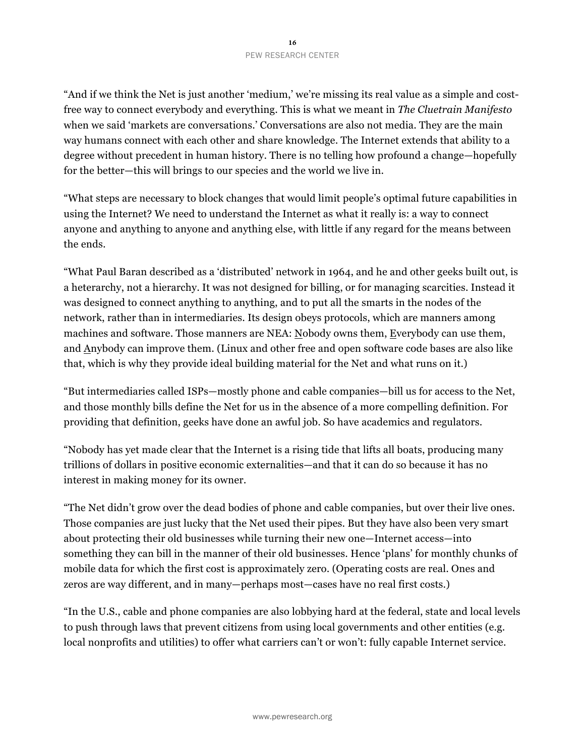"And if we think the Net is just another 'medium,' we're missing its real value as a simple and cost-free way to connect everybody and everything. This is what we meant in *The Cluetrain Manifesto* when we said 'markets are conversations.' Conversations are also not media. They are the main way humans connect with each other and share knowledge. The Internet extends that ability to a degree without precedent in human history. There is no telling how profound a change—hopefully for the better—this will brings to our species and the world we live in.

"What steps are necessary to block changes that would limit people's optimal future capabilities in using the Internet? We need to understand the Internet as what it really is: a way to connect anyone and anything to anyone and anything else, with little if any regard for the means between the ends.

"What Paul Baran described as a 'distributed' network in 1964, and he and other geeks built out, is a heterarchy, not a hierarchy. It was not designed for billing, or for managing scarcities. Instead it was designed to connect anything to anything, and to put all the smarts in the nodes of the network, rather than in intermediaries. Its design obeys protocols, which are manners among machines and software. Those manners are NEA: <u>N</u>obody owns them, <u>E</u>verybody can use them, and <u>A</u>nybody can improve them. (Linux and other free and open software code bases are also like that, which is why they provide ideal building material for the Net and what runs on it.)

"But intermediaries called ISPs—mostly phone and cable companies—bill us for access to the Net, and those monthly bills define the Net for us in the absence of a more compelling definition. For providing that definition, geeks have done an awful job. So have academics and regulators.

"Nobody has yet made clear that the Internet is a rising tide that lifts all boats, producing many trillions of dollars in positive economic externalities—and that it can do so because it has no interest in making money for its owner.

"The Net didn't grow over the dead bodies of phone and cable companies, but over their live ones. Those companies are just lucky that the Net used their pipes. But they have also been very smart about protecting their old businesses while turning their new one—Internet access—into something they can bill in the manner of their old businesses. Hence 'plans' for monthly chunks of mobile data for which the first cost is approximately zero. (Operating costs are real. Ones and zeros are way different, and in many—perhaps most—cases have no real first costs.)

"In the U.S., cable and phone companies are also lobbying hard at the federal, state and local levels to push through laws that prevent citizens from using local governments and other entities (e.g. local nonprofits and utilities) to offer what carriers can't or won't: fully capable Internet service.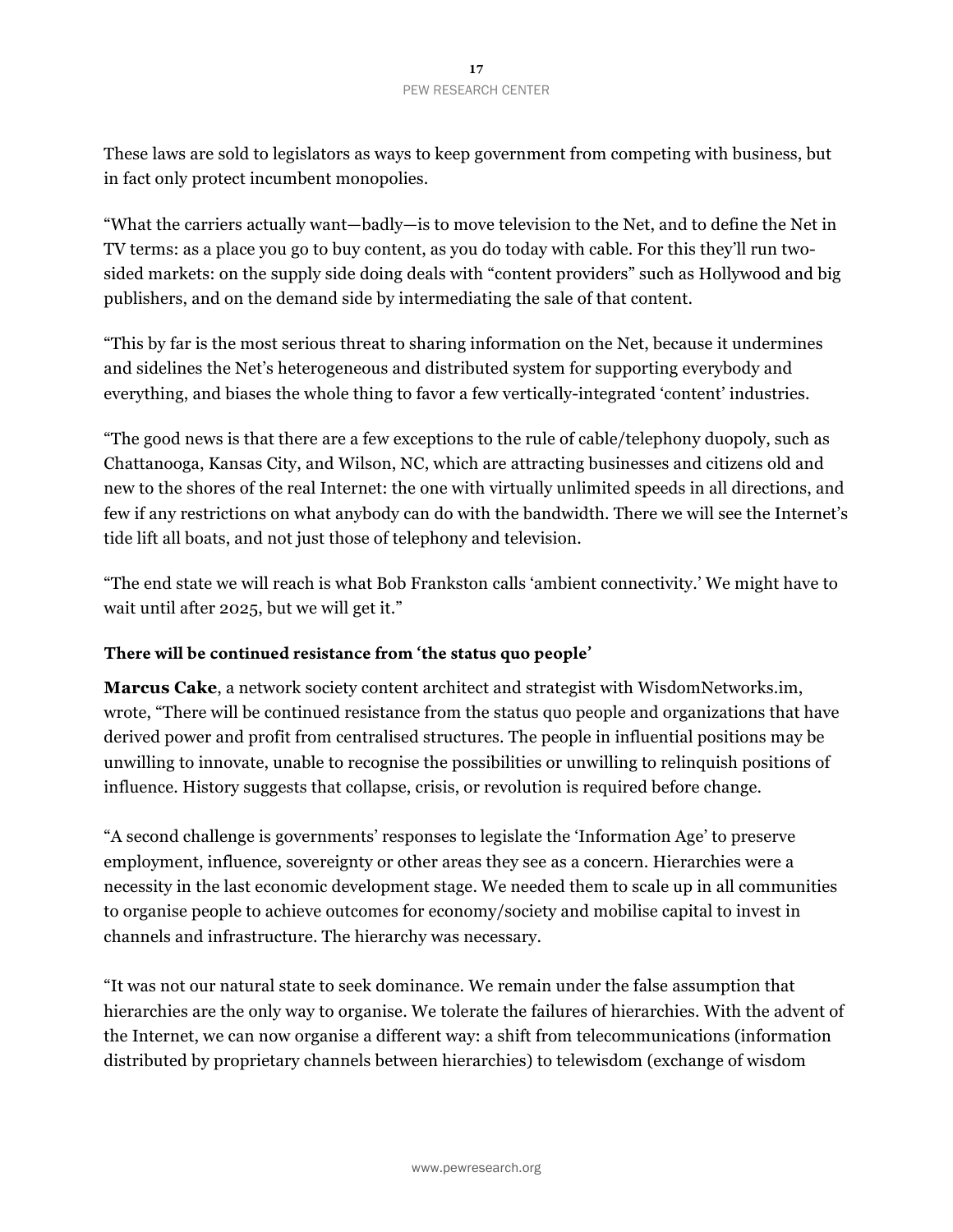These laws are sold to legislators as ways to keep government from competing with business, but in fact only protect incumbent monopolies.

"What the carriers actually want—badly—is to move television to the Net, and to define the Net in TV terms: as a place you go to buy content, as you do today with cable. For this they'll run two-sided markets: on the supply side doing deals with "content providers" such as Hollywood and big publishers, and on the demand side by intermediating the sale of that content.

"This by far is the most serious threat to sharing information on the Net, because it undermines and sidelines the Net's heterogeneous and distributed system for supporting everybody and everything, and biases the whole thing to favor a few vertically-integrated 'content' industries.

"The good news is that there are a few exceptions to the rule of cable/telephony duopoly, such as Chattanooga, Kansas City, and Wilson, NC, which are attracting businesses and citizens old and new to the shores of the real Internet: the one with virtually unlimited speeds in all directions, and few if any restrictions on what anybody can do with the bandwidth. There we will see the Internet's tide lift all boats, and not just those of telephony and television.

"The end state we will reach is what Bob Frankston calls 'ambient connectivity.' We might have to wait until after 2025, but we will get it."

**There will be continued resistance from 'the status quo people'**

**Marcus Cake**, a network society content architect and strategist with WisdomNetworks.im, wrote, "There will be continued resistance from the status quo people and organizations that have derived power and profit from centralised structures. The people in influential positions may be unwilling to innovate, unable to recognise the possibilities or unwilling to relinquish positions of influence. History suggests that collapse, crisis, or revolution is required before change.

"A second challenge is governments' responses to legislate the 'Information Age' to preserve employment, influence, sovereignty or other areas they see as a concern. Hierarchies were a necessity in the last economic development stage. We needed them to scale up in all communities to organise people to achieve outcomes for economy/society and mobilise capital to invest in channels and infrastructure. The hierarchy was necessary.

"It was not our natural state to seek dominance. We remain under the false assumption that hierarchies are the only way to organise. We tolerate the failures of hierarchies. With the advent of the Internet, we can now organise a different way: a shift from telecommunications (information distributed by proprietary channels between hierarchies) to telewisdom (exchange of wisdom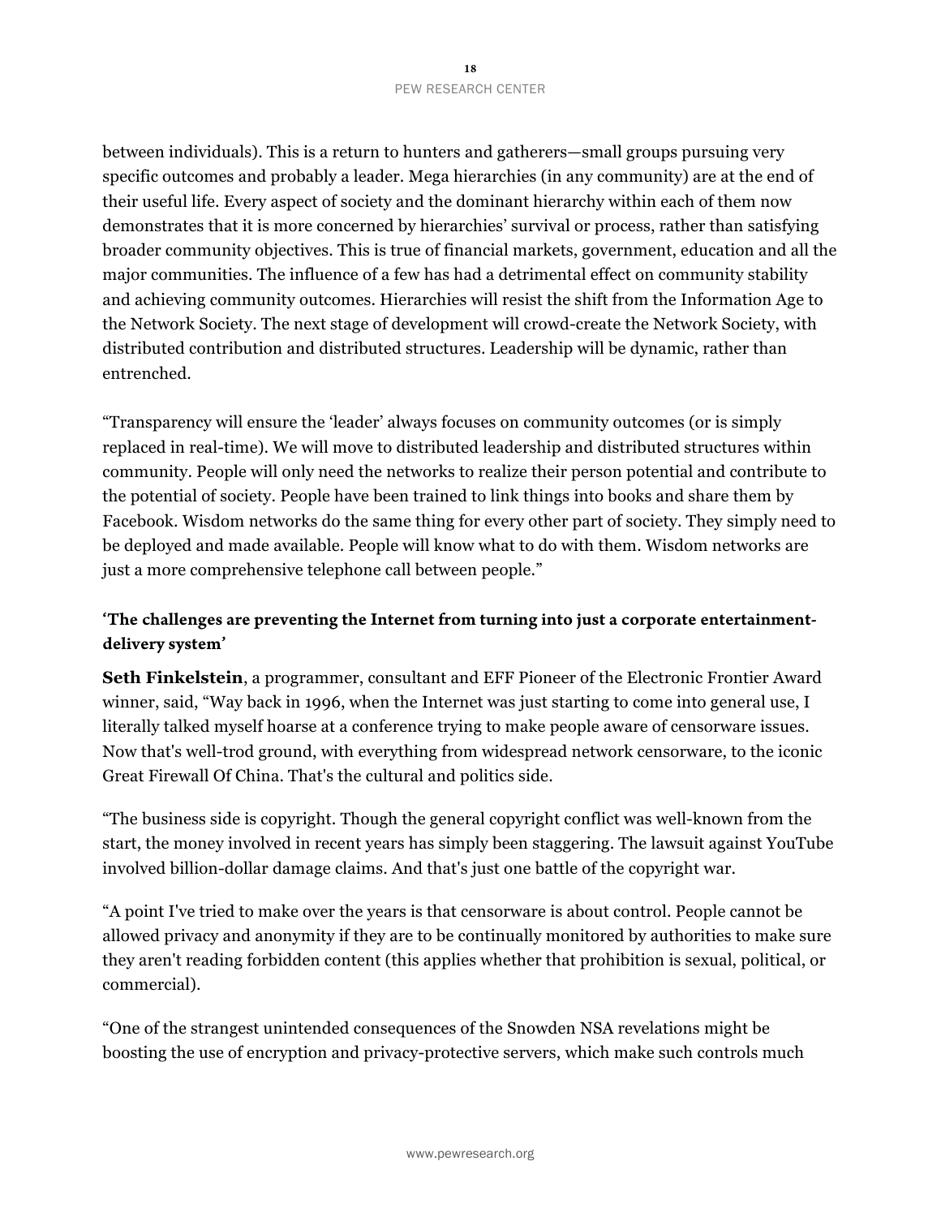between individuals). This is a return to hunters and gatherers—small groups pursuing very specific outcomes and probably a leader. Mega hierarchies (in any community) are at the end of their useful life. Every aspect of society and the dominant hierarchy within each of them now demonstrates that it is more concerned by hierarchies' survival or process, rather than satisfying broader community objectives. This is true of financial markets, government, education and all the major communities. The influence of a few has had a detrimental effect on community stability and achieving community outcomes. Hierarchies will resist the shift from the Information Age to the Network Society. The next stage of development will crowd-create the Network Society, with distributed contribution and distributed structures. Leadership will be dynamic, rather than entrenched.

"Transparency will ensure the 'leader' always focuses on community outcomes (or is simply replaced in real-time). We will move to distributed leadership and distributed structures within community. People will only need the networks to realize their person potential and contribute to the potential of society. People have been trained to link things into books and share them by Facebook. Wisdom networks do the same thing for every other part of society. They simply need to be deployed and made available. People will know what to do with them. Wisdom networks are just a more comprehensive telephone call between people."

### 'The challenges are preventing the Internet from turning into just a corporate entertainment-delivery system'

**Seth Finkelstein**, a programmer, consultant and EFF Pioneer of the Electronic Frontier Award winner, said, "Way back in 1996, when the Internet was just starting to come into general use, I literally talked myself hoarse at a conference trying to make people aware of censorware issues. Now that's well-trod ground, with everything from widespread network censorware, to the iconic Great Firewall Of China. That's the cultural and politics side.

"The business side is copyright. Though the general copyright conflict was well-known from the start, the money involved in recent years has simply been staggering. The lawsuit against YouTube involved billion-dollar damage claims. And that's just one battle of the copyright war.

"A point I've tried to make over the years is that censorware is about control. People cannot be allowed privacy and anonymity if they are to be continually monitored by authorities to make sure they aren't reading forbidden content (this applies whether that prohibition is sexual, political, or commercial).

"One of the strangest unintended consequences of the Snowden NSA revelations might be boosting the use of encryption and privacy-protective servers, which make such controls much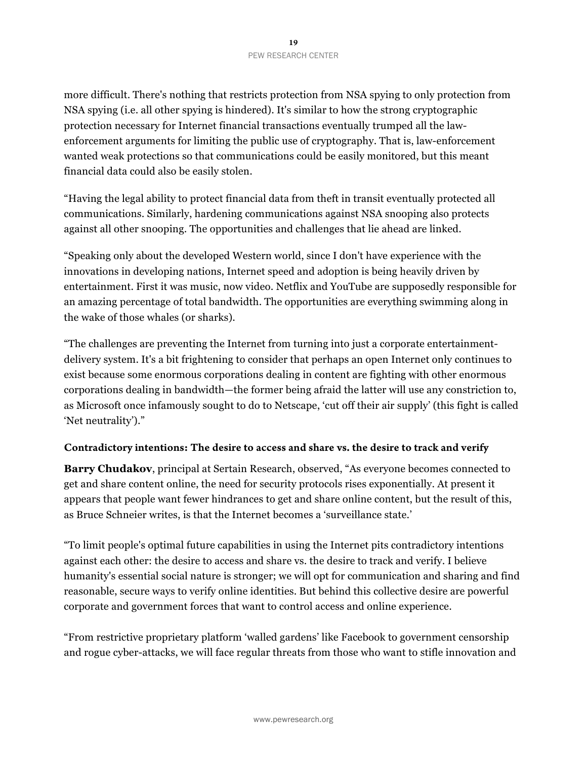more difficult. There's nothing that restricts protection from NSA spying to only protection from NSA spying (i.e. all other spying is hindered). It's similar to how the strong cryptographic protection necessary for Internet financial transactions eventually trumped all the law-enforcement arguments for limiting the public use of cryptography. That is, law-enforcement wanted weak protections so that communications could be easily monitored, but this meant financial data could also be easily stolen.

"Having the legal ability to protect financial data from theft in transit eventually protected all communications. Similarly, hardening communications against NSA snooping also protects against all other snooping. The opportunities and challenges that lie ahead are linked.

"Speaking only about the developed Western world, since I don't have experience with the innovations in developing nations, Internet speed and adoption is being heavily driven by entertainment. First it was music, now video. Netflix and YouTube are supposedly responsible for an amazing percentage of total bandwidth. The opportunities are everything swimming along in the wake of those whales (or sharks).

"The challenges are preventing the Internet from turning into just a corporate entertainment-delivery system. It's a bit frightening to consider that perhaps an open Internet only continues to exist because some enormous corporations dealing in content are fighting with other enormous corporations dealing in bandwidth—the former being afraid the latter will use any constriction to, as Microsoft once infamously sought to do to Netscape, 'cut off their air supply' (this fight is called 'Net neutrality')."

### Contradictory intentions: The desire to access and share vs. the desire to track and verify

**Barry Chudakov**, principal at Sertain Research, observed, "As everyone becomes connected to get and share content online, the need for security protocols rises exponentially. At present it appears that people want fewer hindrances to get and share online content, but the result of this, as Bruce Schneier writes, is that the Internet becomes a 'surveillance state.'

"To limit people's optimal future capabilities in using the Internet pits contradictory intentions against each other: the desire to access and share vs. the desire to track and verify. I believe humanity's essential social nature is stronger; we will opt for communication and sharing and find reasonable, secure ways to verify online identities. But behind this collective desire are powerful corporate and government forces that want to control access and online experience.

"From restrictive proprietary platform 'walled gardens' like Facebook to government censorship and rogue cyber-attacks, we will face regular threats from those who want to stifle innovation and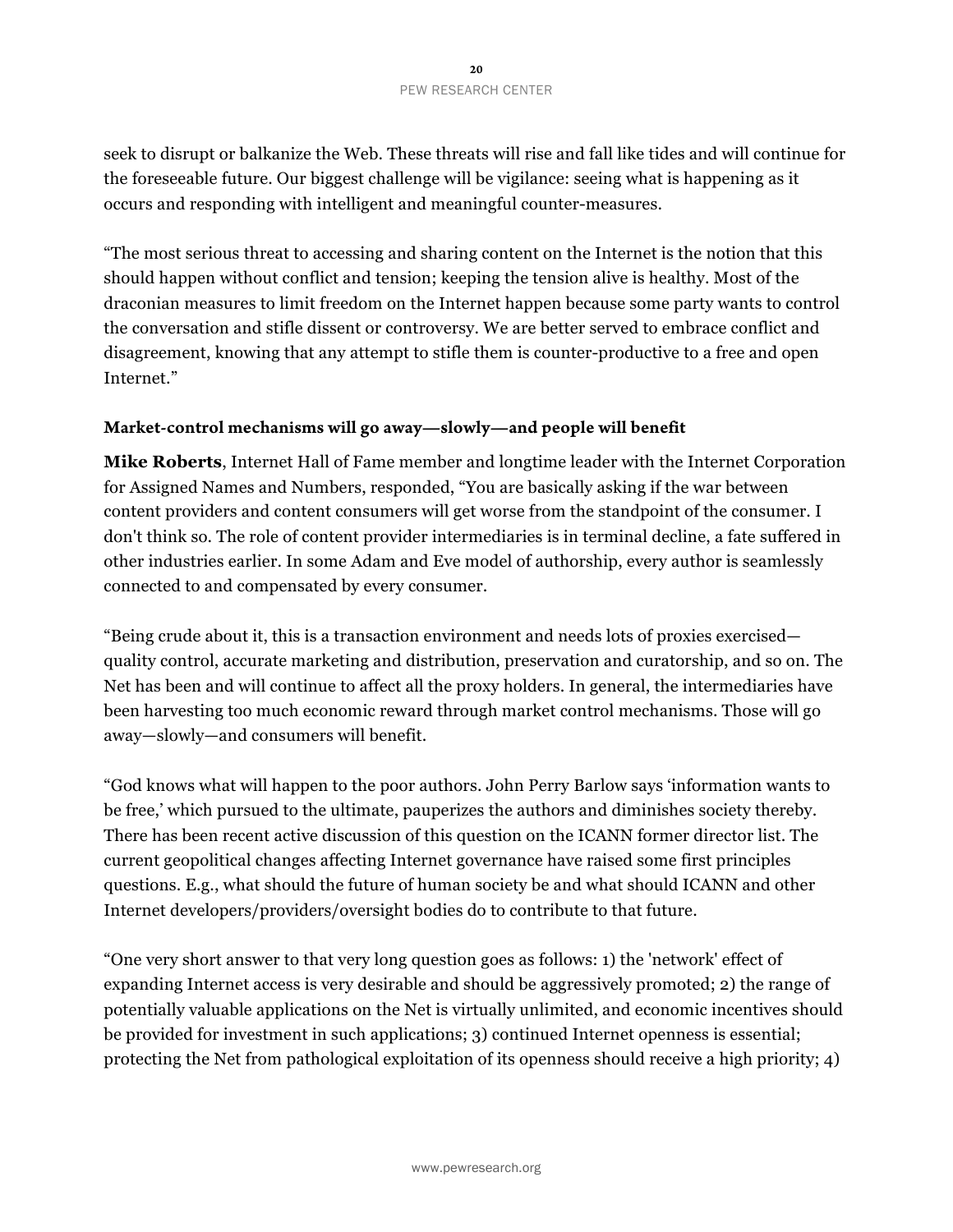seek to disrupt or balkanize the Web. These threats will rise and fall like tides and will continue for the foreseeable future. Our biggest challenge will be vigilance: seeing what is happening as it occurs and responding with intelligent and meaningful counter-measures.

"The most serious threat to accessing and sharing content on the Internet is the notion that this should happen without conflict and tension; keeping the tension alive is healthy. Most of the draconian measures to limit freedom on the Internet happen because some party wants to control the conversation and stifle dissent or controversy. We are better served to embrace conflict and disagreement, knowing that any attempt to stifle them is counter-productive to a free and open Internet."

### Market-control mechanisms will go away—slowly—and people will benefit

**Mike Roberts**, Internet Hall of Fame member and longtime leader with the Internet Corporation for Assigned Names and Numbers, responded, "You are basically asking if the war between content providers and content consumers will get worse from the standpoint of the consumer. I don't think so. The role of content provider intermediaries is in terminal decline, a fate suffered in other industries earlier. In some Adam and Eve model of authorship, every author is seamlessly connected to and compensated by every consumer.

"Being crude about it, this is a transaction environment and needs lots of proxies exercised—quality control, accurate marketing and distribution, preservation and curatorship, and so on. The Net has been and will continue to affect all the proxy holders. In general, the intermediaries have been harvesting too much economic reward through market control mechanisms. Those will go away—slowly—and consumers will benefit.

"God knows what will happen to the poor authors. John Perry Barlow says 'information wants to be free,' which pursued to the ultimate, pauperizes the authors and diminishes society thereby. There has been recent active discussion of this question on the ICANN former director list. The current geopolitical changes affecting Internet governance have raised some first principles questions. E.g., what should the future of human society be and what should ICANN and other Internet developers/providers/oversight bodies do to contribute to that future.

"One very short answer to that very long question goes as follows: 1) the 'network' effect of expanding Internet access is very desirable and should be aggressively promoted; 2) the range of potentially valuable applications on the Net is virtually unlimited, and economic incentives should be provided for investment in such applications; 3) continued Internet openness is essential; protecting the Net from pathological exploitation of its openness should receive a high priority; 4)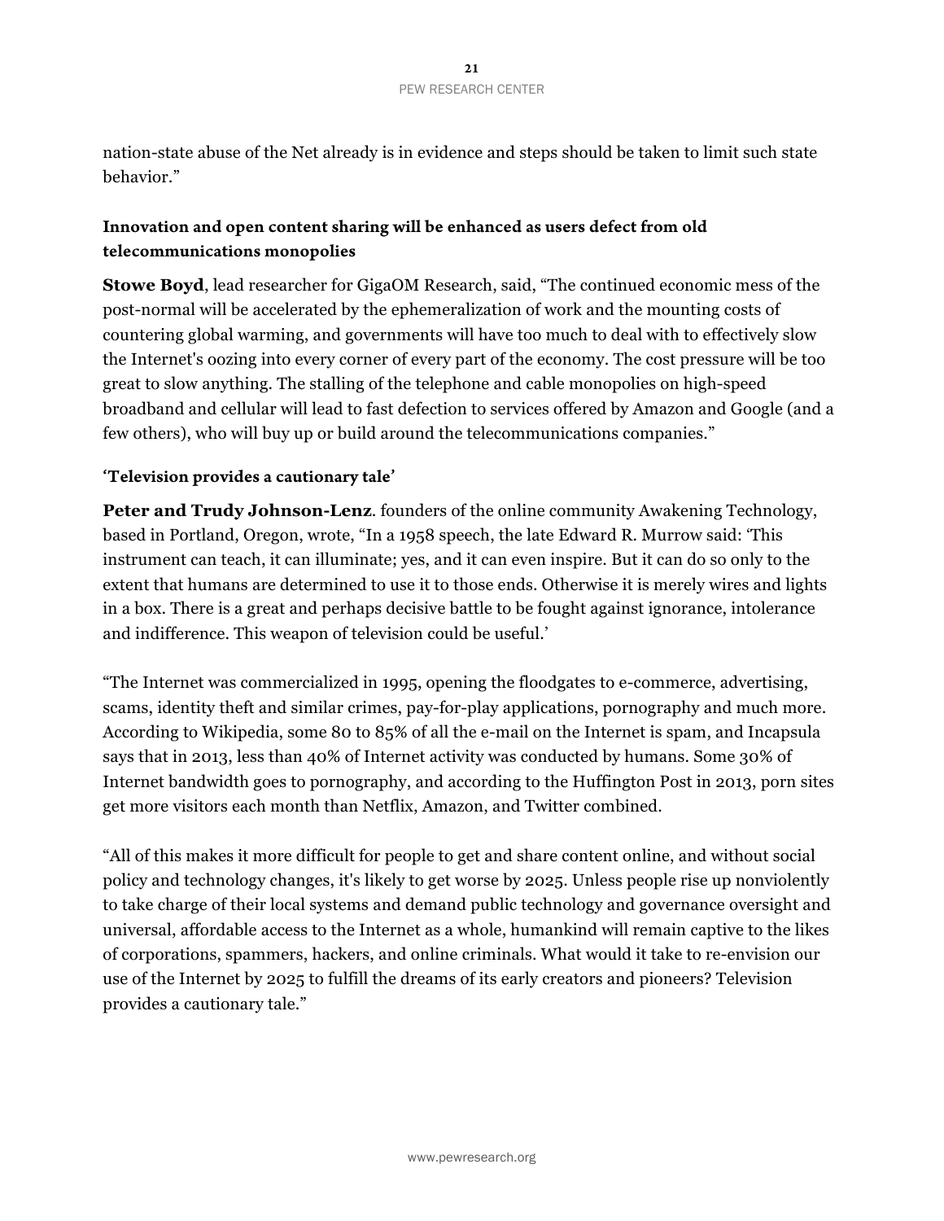nation-state abuse of the Net already is in evidence and steps should be taken to limit such state behavior."

### Innovation and open content sharing will be enhanced as users defect from old telecommunications monopolies

**Stowe Boyd**, lead researcher for GigaOM Research, said, "The continued economic mess of the post-normal will be accelerated by the ephemeralization of work and the mounting costs of countering global warming, and governments will have too much to deal with to effectively slow the Internet's oozing into every corner of every part of the economy. The cost pressure will be too great to slow anything. The stalling of the telephone and cable monopolies on high-speed broadband and cellular will lead to fast defection to services offered by Amazon and Google (and a few others), who will buy up or build around the telecommunications companies."

### 'Television provides a cautionary tale'

**Peter and Trudy Johnson-Lenz**. founders of the online community Awakening Technology, based in Portland, Oregon, wrote, "In a 1958 speech, the late Edward R. Murrow said: 'This instrument can teach, it can illuminate; yes, and it can even inspire. But it can do so only to the extent that humans are determined to use it to those ends. Otherwise it is merely wires and lights in a box. There is a great and perhaps decisive battle to be fought against ignorance, intolerance and indifference. This weapon of television could be useful.'

"The Internet was commercialized in 1995, opening the floodgates to e-commerce, advertising, scams, identity theft and similar crimes, pay-for-play applications, pornography and much more. According to Wikipedia, some 80 to 85% of all the e-mail on the Internet is spam, and Incapsula says that in 2013, less than 40% of Internet activity was conducted by humans. Some 30% of Internet bandwidth goes to pornography, and according to the Huffington Post in 2013, porn sites get more visitors each month than Netflix, Amazon, and Twitter combined.

"All of this makes it more difficult for people to get and share content online, and without social policy and technology changes, it's likely to get worse by 2025. Unless people rise up nonviolently to take charge of their local systems and demand public technology and governance oversight and universal, affordable access to the Internet as a whole, humankind will remain captive to the likes of corporations, spammers, hackers, and online criminals. What would it take to re-envision our use of the Internet by 2025 to fulfill the dreams of its early creators and pioneers? Television provides a cautionary tale."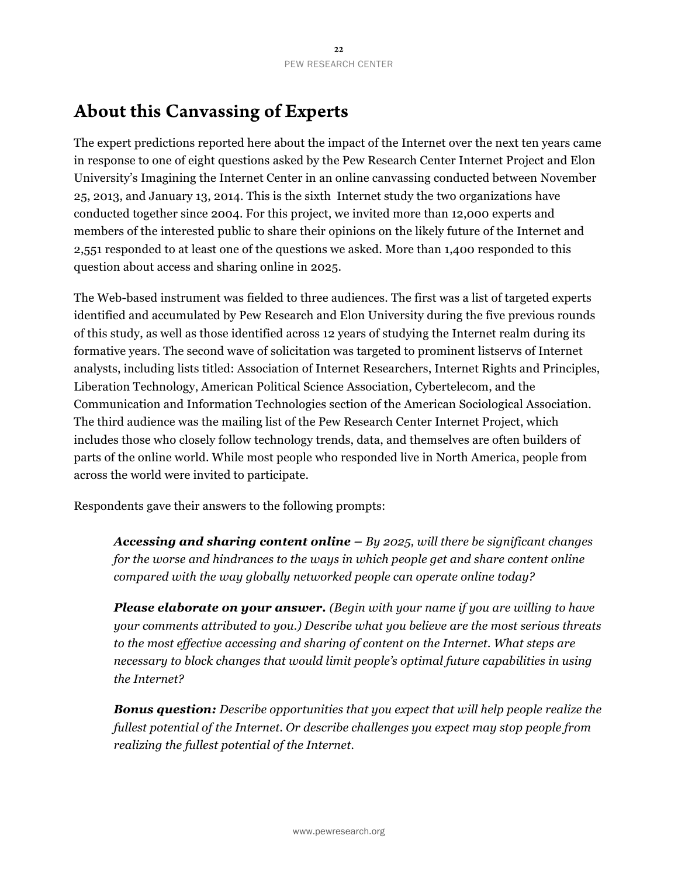# About this Canvassing of Experts

The expert predictions reported here about the impact of the Internet over the next ten years came in response to one of eight questions asked by the Pew Research Center Internet Project and Elon University's Imagining the Internet Center in an online canvassing conducted between November 25, 2013, and January 13, 2014. This is the sixth Internet study the two organizations have conducted together since 2004. For this project, we invited more than 12,000 experts and members of the interested public to share their opinions on the likely future of the Internet and 2,551 responded to at least one of the questions we asked. More than 1,400 responded to this question about access and sharing online in 2025.

The Web-based instrument was fielded to three audiences. The first was a list of targeted experts identified and accumulated by Pew Research and Elon University during the five previous rounds of this study, as well as those identified across 12 years of studying the Internet realm during its formative years. The second wave of solicitation was targeted to prominent listservs of Internet analysts, including lists titled: Association of Internet Researchers, Internet Rights and Principles, Liberation Technology, American Political Science Association, Cybertelecom, and the Communication and Information Technologies section of the American Sociological Association. The third audience was the mailing list of the Pew Research Center Internet Project, which includes those who closely follow technology trends, data, and themselves are often builders of parts of the online world. While most people who responded live in North America, people from across the world were invited to participate.

Respondents gave their answers to the following prompts:

> ***Accessing and sharing content online*** – *By 2025, will there be significant changes for the worse and hindrances to the ways in which people get and share content online compared with the way globally networked people can operate online today?*
>
> ***Please elaborate on your answer.*** *(Begin with your name if you are willing to have your comments attributed to you.) Describe what you believe are the most serious threats to the most effective accessing and sharing of content on the Internet. What steps are necessary to block changes that would limit people's optimal future capabilities in using the Internet?*
>
> ***Bonus question:*** *Describe opportunities that you expect that will help people realize the fullest potential of the Internet. Or describe challenges you expect may stop people from realizing the fullest potential of the Internet.*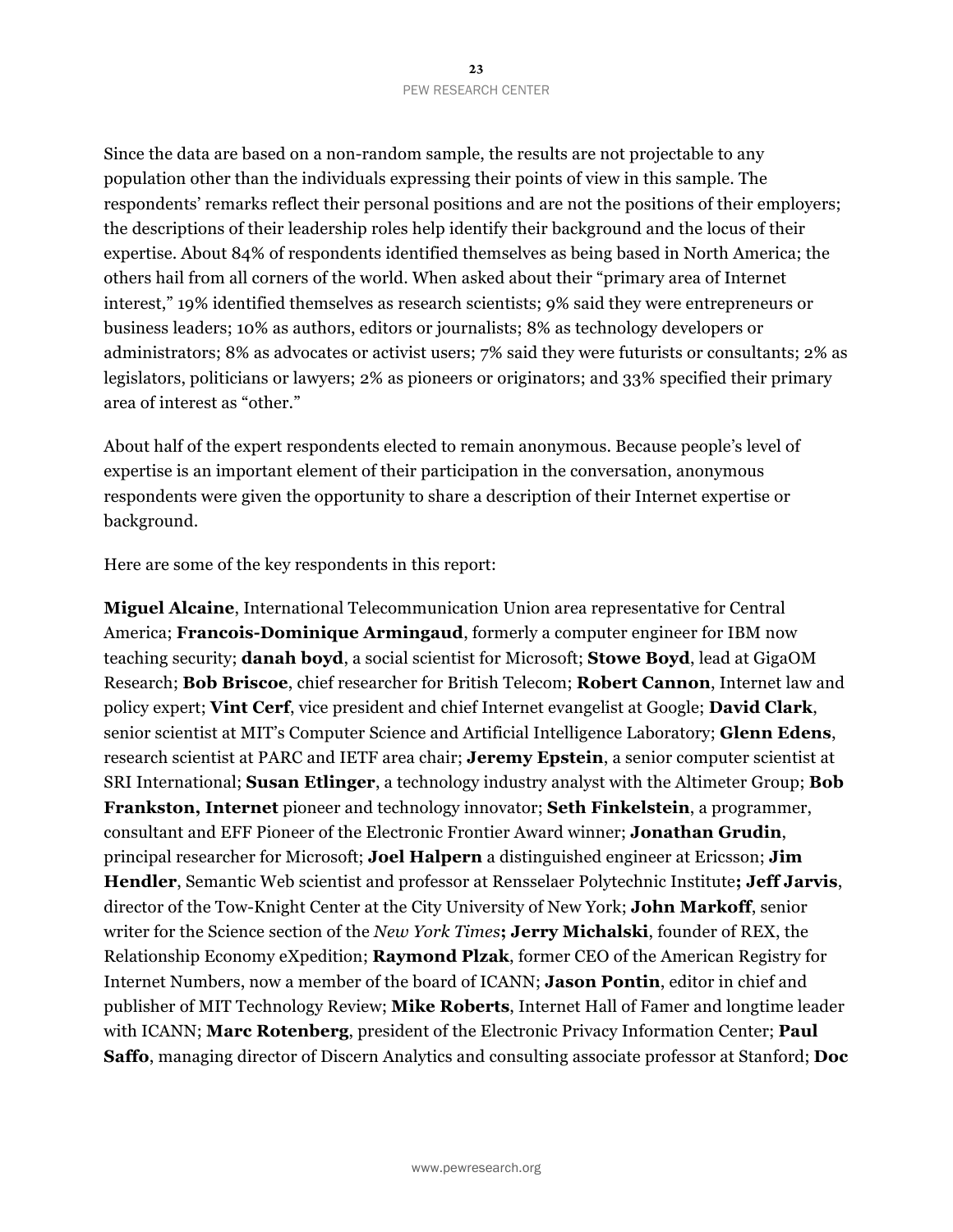Since the data are based on a non-random sample, the results are not projectable to any population other than the individuals expressing their points of view in this sample. The respondents' remarks reflect their personal positions and are not the positions of their employers; the descriptions of their leadership roles help identify their background and the locus of their expertise. About 84% of respondents identified themselves as being based in North America; the others hail from all corners of the world. When asked about their "primary area of Internet interest," 19% identified themselves as research scientists; 9% said they were entrepreneurs or business leaders; 10% as authors, editors or journalists; 8% as technology developers or administrators; 8% as advocates or activist users; 7% said they were futurists or consultants; 2% as legislators, politicians or lawyers; 2% as pioneers or originators; and 33% specified their primary area of interest as "other."

About half of the expert respondents elected to remain anonymous. Because people's level of expertise is an important element of their participation in the conversation, anonymous respondents were given the opportunity to share a description of their Internet expertise or background.

Here are some of the key respondents in this report:

**Miguel Alcaine**, International Telecommunication Union area representative for Central America; **Francois-Dominique Armingaud**, formerly a computer engineer for IBM now teaching security; **danah boyd**, a social scientist for Microsoft; **Stowe Boyd**, lead at GigaOM Research; **Bob Briscoe**, chief researcher for British Telecom; **Robert Cannon**, Internet law and policy expert; **Vint Cerf**, vice president and chief Internet evangelist at Google; **David Clark**, senior scientist at MIT's Computer Science and Artificial Intelligence Laboratory; **Glenn Edens**, research scientist at PARC and IETF area chair; **Jeremy Epstein**, a senior computer scientist at SRI International; **Susan Etlinger**, a technology industry analyst with the Altimeter Group; **Bob Frankston, Internet** pioneer and technology innovator; **Seth Finkelstein**, a programmer, consultant and EFF Pioneer of the Electronic Frontier Award winner; **Jonathan Grudin**, principal researcher for Microsoft; **Joel Halpern** a distinguished engineer at Ericsson; **Jim Hendler**, Semantic Web scientist and professor at Rensselaer Polytechnic Institute**; Jeff Jarvis**, director of the Tow-Knight Center at the City University of New York; **John Markoff**, senior writer for the Science section of the *New York Times***; Jerry Michalski**, founder of REX, the Relationship Economy eXpedition; **Raymond Plzak**, former CEO of the American Registry for Internet Numbers, now a member of the board of ICANN; **Jason Pontin**, editor in chief and publisher of MIT Technology Review; **Mike Roberts**, Internet Hall of Famer and longtime leader with ICANN; **Marc Rotenberg**, president of the Electronic Privacy Information Center; **Paul Saffo**, managing director of Discern Analytics and consulting associate professor at Stanford; **Doc**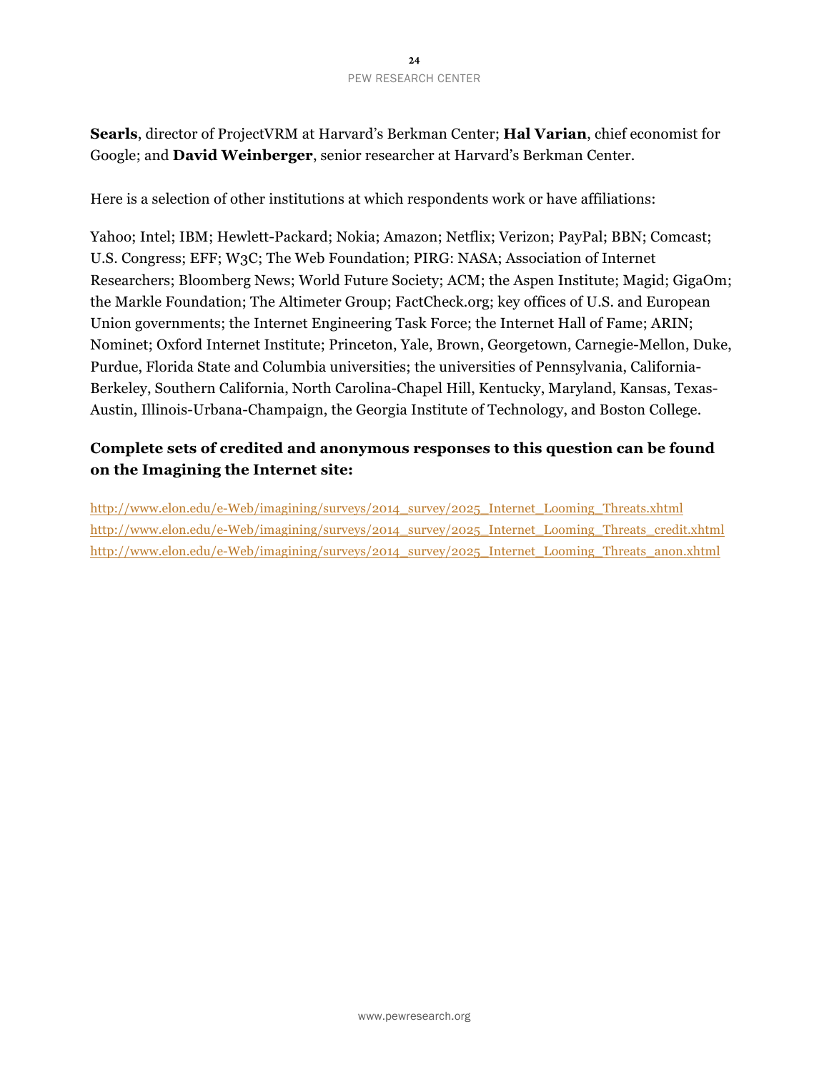**Searls**, director of ProjectVRM at Harvard's Berkman Center; **Hal Varian**, chief economist for Google; and **David Weinberger**, senior researcher at Harvard's Berkman Center.

Here is a selection of other institutions at which respondents work or have affiliations:

Yahoo; Intel; IBM; Hewlett-Packard; Nokia; Amazon; Netflix; Verizon; PayPal; BBN; Comcast; U.S. Congress; EFF; W3C; The Web Foundation; PIRG: NASA; Association of Internet Researchers; Bloomberg News; World Future Society; ACM; the Aspen Institute; Magid; GigaOm; the Markle Foundation; The Altimeter Group; FactCheck.org; key offices of U.S. and European Union governments; the Internet Engineering Task Force; the Internet Hall of Fame; ARIN; Nominet; Oxford Internet Institute; Princeton, Yale, Brown, Georgetown, Carnegie-Mellon, Duke, Purdue, Florida State and Columbia universities; the universities of Pennsylvania, California-Berkeley, Southern California, North Carolina-Chapel Hill, Kentucky, Maryland, Kansas, Texas-Austin, Illinois-Urbana-Champaign, the Georgia Institute of Technology, and Boston College.

**Complete sets of credited and anonymous responses to this question can be found on the Imagining the Internet site:**

http://www.elon.edu/e-Web/imagining/surveys/2014_survey/2025_Internet_Looming_Threats.xhtml
http://www.elon.edu/e-Web/imagining/surveys/2014_survey/2025_Internet_Looming_Threats_credit.xhtml
http://www.elon.edu/e-Web/imagining/surveys/2014_survey/2025_Internet_Looming_Threats_anon.xhtml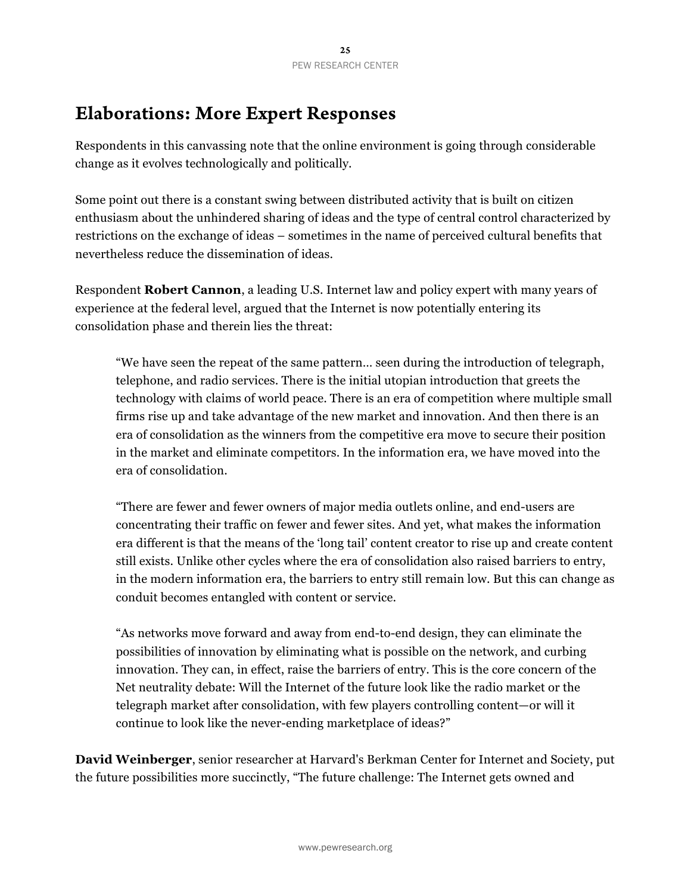## Elaborations: More Expert Responses

Respondents in this canvassing note that the online environment is going through considerable change as it evolves technologically and politically.

Some point out there is a constant swing between distributed activity that is built on citizen enthusiasm about the unhindered sharing of ideas and the type of central control characterized by restrictions on the exchange of ideas – sometimes in the name of perceived cultural benefits that nevertheless reduce the dissemination of ideas.

Respondent **Robert Cannon**, a leading U.S. Internet law and policy expert with many years of experience at the federal level, argued that the Internet is now potentially entering its consolidation phase and therein lies the threat:

> "We have seen the repeat of the same pattern… seen during the introduction of telegraph, telephone, and radio services. There is the initial utopian introduction that greets the technology with claims of world peace. There is an era of competition where multiple small firms rise up and take advantage of the new market and innovation. And then there is an era of consolidation as the winners from the competitive era move to secure their position in the market and eliminate competitors. In the information era, we have moved into the era of consolidation.
>
> "There are fewer and fewer owners of major media outlets online, and end-users are concentrating their traffic on fewer and fewer sites. And yet, what makes the information era different is that the means of the 'long tail' content creator to rise up and create content still exists. Unlike other cycles where the era of consolidation also raised barriers to entry, in the modern information era, the barriers to entry still remain low. But this can change as conduit becomes entangled with content or service.
>
> "As networks move forward and away from end-to-end design, they can eliminate the possibilities of innovation by eliminating what is possible on the network, and curbing innovation. They can, in effect, raise the barriers of entry. This is the core concern of the Net neutrality debate: Will the Internet of the future look like the radio market or the telegraph market after consolidation, with few players controlling content—or will it continue to look like the never-ending marketplace of ideas?"

**David Weinberger**, senior researcher at Harvard's Berkman Center for Internet and Society, put the future possibilities more succinctly, "The future challenge: The Internet gets owned and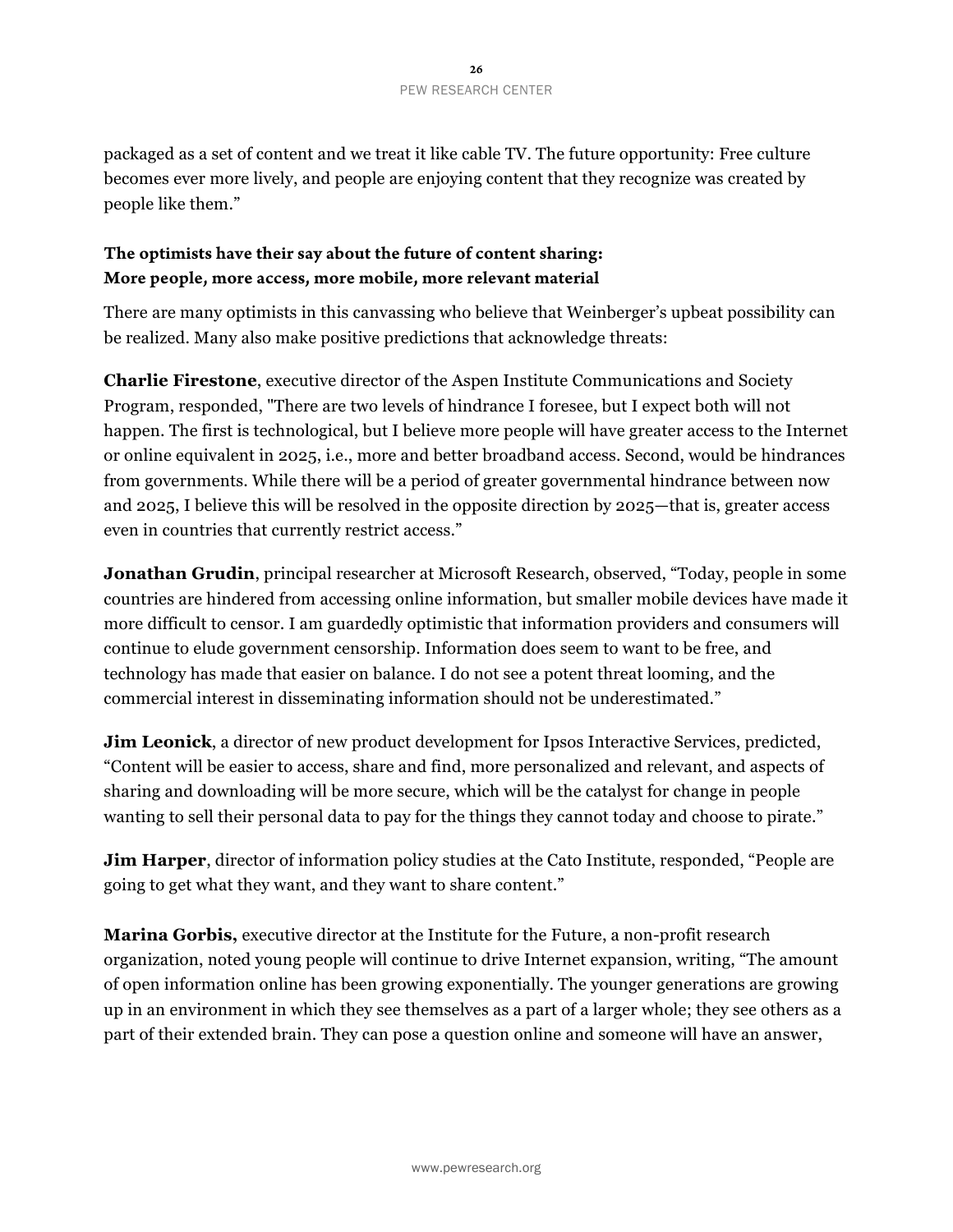packaged as a set of content and we treat it like cable TV. The future opportunity: Free culture becomes ever more lively, and people are enjoying content that they recognize was created by people like them."

### The optimists have their say about the future of content sharing: More people, more access, more mobile, more relevant material

There are many optimists in this canvassing who believe that Weinberger's upbeat possibility can be realized. Many also make positive predictions that acknowledge threats:

**Charlie Firestone**, executive director of the Aspen Institute Communications and Society Program, responded, "There are two levels of hindrance I foresee, but I expect both will not happen. The first is technological, but I believe more people will have greater access to the Internet or online equivalent in 2025, i.e., more and better broadband access. Second, would be hindrances from governments. While there will be a period of greater governmental hindrance between now and 2025, I believe this will be resolved in the opposite direction by 2025—that is, greater access even in countries that currently restrict access."

**Jonathan Grudin**, principal researcher at Microsoft Research, observed, "Today, people in some countries are hindered from accessing online information, but smaller mobile devices have made it more difficult to censor. I am guardedly optimistic that information providers and consumers will continue to elude government censorship. Information does seem to want to be free, and technology has made that easier on balance. I do not see a potent threat looming, and the commercial interest in disseminating information should not be underestimated."

**Jim Leonick**, a director of new product development for Ipsos Interactive Services, predicted, "Content will be easier to access, share and find, more personalized and relevant, and aspects of sharing and downloading will be more secure, which will be the catalyst for change in people wanting to sell their personal data to pay for the things they cannot today and choose to pirate."

**Jim Harper**, director of information policy studies at the Cato Institute, responded, "People are going to get what they want, and they want to share content."

**Marina Gorbis,** executive director at the Institute for the Future, a non-profit research organization, noted young people will continue to drive Internet expansion, writing, "The amount of open information online has been growing exponentially. The younger generations are growing up in an environment in which they see themselves as a part of a larger whole; they see others as a part of their extended brain. They can pose a question online and someone will have an answer,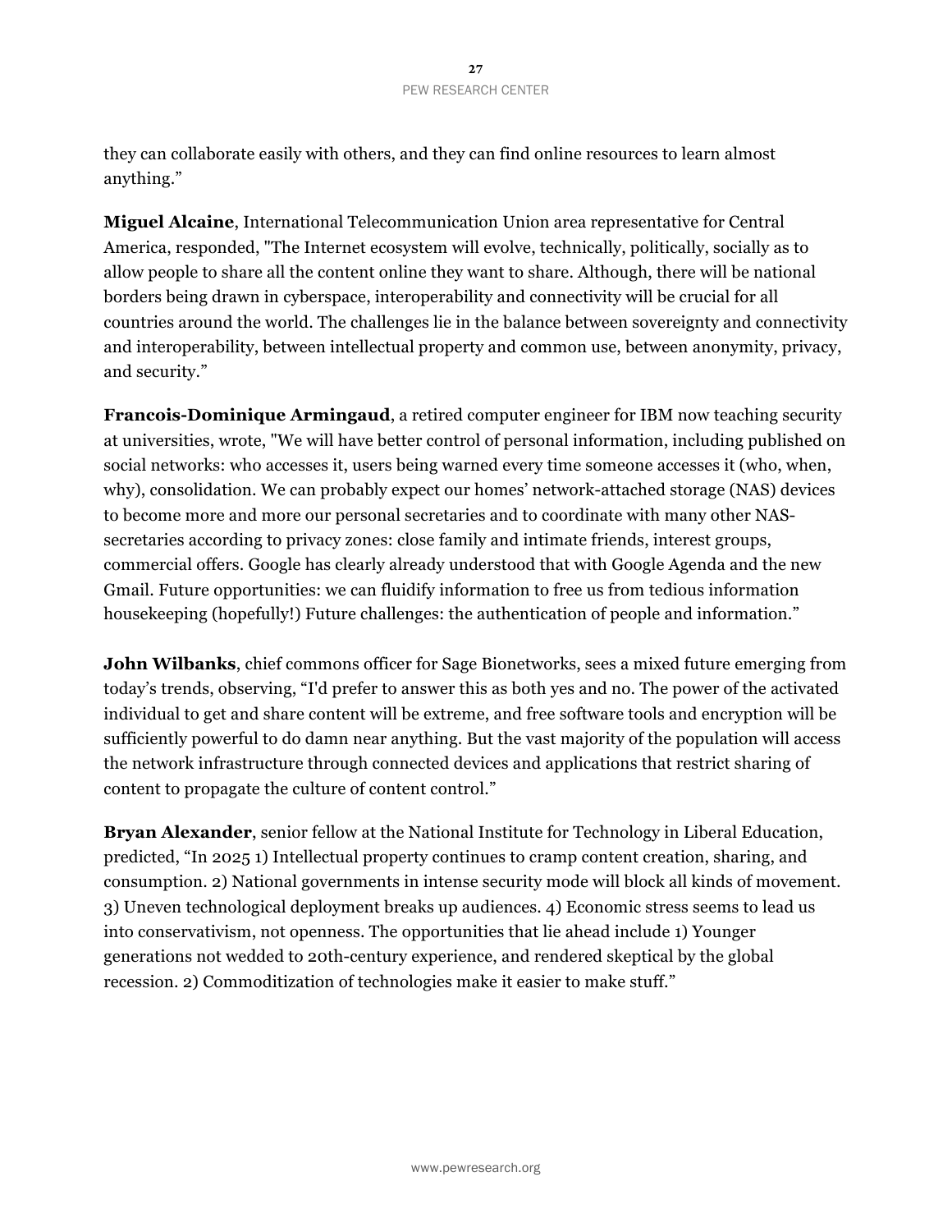they can collaborate easily with others, and they can find online resources to learn almost anything."

**Miguel Alcaine**, International Telecommunication Union area representative for Central America, responded, "The Internet ecosystem will evolve, technically, politically, socially as to allow people to share all the content online they want to share. Although, there will be national borders being drawn in cyberspace, interoperability and connectivity will be crucial for all countries around the world. The challenges lie in the balance between sovereignty and connectivity and interoperability, between intellectual property and common use, between anonymity, privacy, and security."

**Francois-Dominique Armingaud**, a retired computer engineer for IBM now teaching security at universities, wrote, "We will have better control of personal information, including published on social networks: who accesses it, users being warned every time someone accesses it (who, when, why), consolidation. We can probably expect our homes' network-attached storage (NAS) devices to become more and more our personal secretaries and to coordinate with many other NAS-secretaries according to privacy zones: close family and intimate friends, interest groups, commercial offers. Google has clearly already understood that with Google Agenda and the new Gmail. Future opportunities: we can fluidify information to free us from tedious information housekeeping (hopefully!) Future challenges: the authentication of people and information."

**John Wilbanks**, chief commons officer for Sage Bionetworks, sees a mixed future emerging from today's trends, observing, "I'd prefer to answer this as both yes and no. The power of the activated individual to get and share content will be extreme, and free software tools and encryption will be sufficiently powerful to do damn near anything. But the vast majority of the population will access the network infrastructure through connected devices and applications that restrict sharing of content to propagate the culture of content control."

**Bryan Alexander**, senior fellow at the National Institute for Technology in Liberal Education, predicted, "In 2025 1) Intellectual property continues to cramp content creation, sharing, and consumption. 2) National governments in intense security mode will block all kinds of movement. 3) Uneven technological deployment breaks up audiences. 4) Economic stress seems to lead us into conservativism, not openness. The opportunities that lie ahead include 1) Younger generations not wedded to 20th-century experience, and rendered skeptical by the global recession. 2) Commoditization of technologies make it easier to make stuff."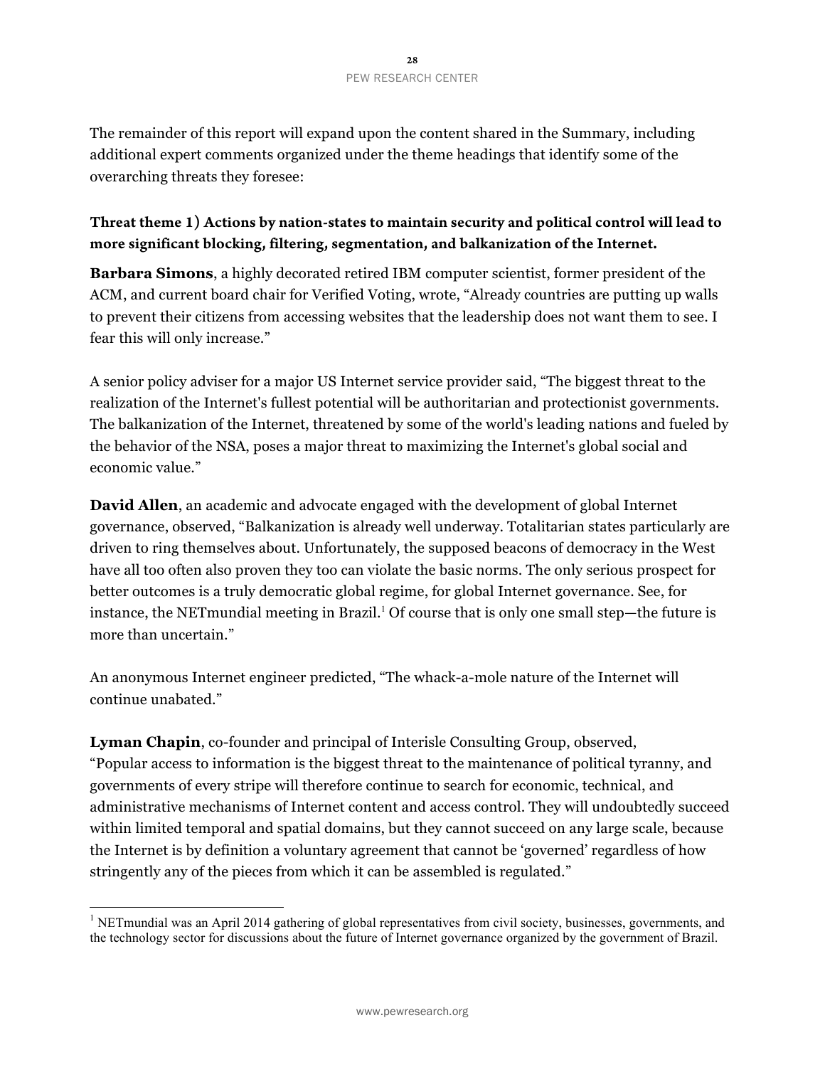The remainder of this report will expand upon the content shared in the Summary, including additional expert comments organized under the theme headings that identify some of the overarching threats they foresee:

### Threat theme 1) Actions by nation-states to maintain security and political control will lead to more significant blocking, filtering, segmentation, and balkanization of the Internet.

**Barbara Simons**, a highly decorated retired IBM computer scientist, former president of the ACM, and current board chair for Verified Voting, wrote, "Already countries are putting up walls to prevent their citizens from accessing websites that the leadership does not want them to see. I fear this will only increase."

A senior policy adviser for a major US Internet service provider said, "The biggest threat to the realization of the Internet's fullest potential will be authoritarian and protectionist governments. The balkanization of the Internet, threatened by some of the world's leading nations and fueled by the behavior of the NSA, poses a major threat to maximizing the Internet's global social and economic value."

**David Allen**, an academic and advocate engaged with the development of global Internet governance, observed, "Balkanization is already well underway. Totalitarian states particularly are driven to ring themselves about. Unfortunately, the supposed beacons of democracy in the West have all too often also proven they too can violate the basic norms. The only serious prospect for better outcomes is a truly democratic global regime, for global Internet governance. See, for instance, the NETmundial meeting in Brazil.[1] Of course that is only one small step—the future is more than uncertain."

An anonymous Internet engineer predicted, "The whack-a-mole nature of the Internet will continue unabated."

**Lyman Chapin**, co-founder and principal of Interisle Consulting Group, observed, "Popular access to information is the biggest threat to the maintenance of political tyranny, and governments of every stripe will therefore continue to search for economic, technical, and administrative mechanisms of Internet content and access control. They will undoubtedly succeed within limited temporal and spatial domains, but they cannot succeed on any large scale, because the Internet is by definition a voluntary agreement that cannot be 'governed' regardless of how stringently any of the pieces from which it can be assembled is regulated."

---

[1] NETmundial was an April 2014 gathering of global representatives from civil society, businesses, governments, and the technology sector for discussions about the future of Internet governance organized by the government of Brazil.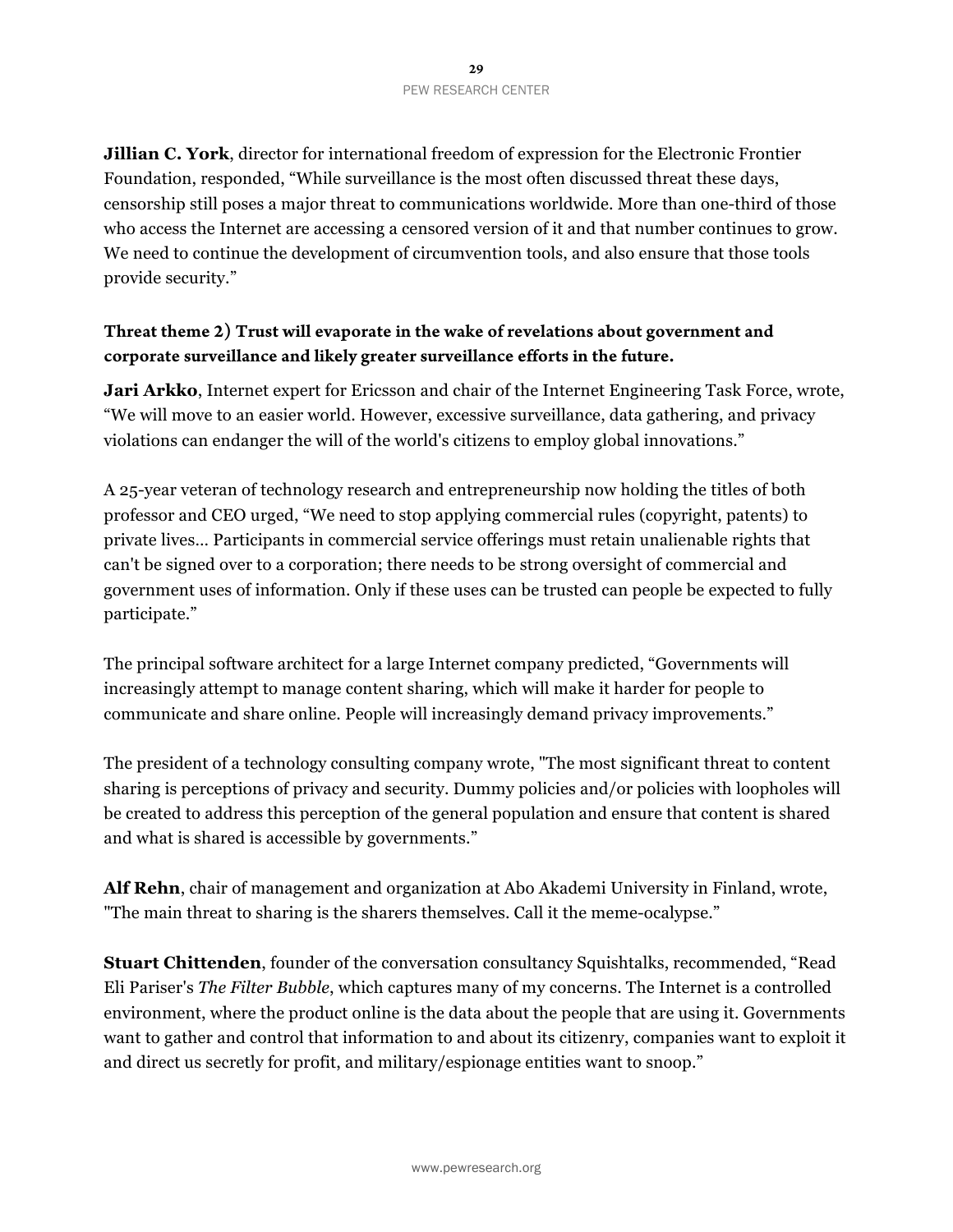**Jillian C. York**, director for international freedom of expression for the Electronic Frontier Foundation, responded, “While surveillance is the most often discussed threat these days, censorship still poses a major threat to communications worldwide. More than one-third of those who access the Internet are accessing a censored version of it and that number continues to grow. We need to continue the development of circumvention tools, and also ensure that those tools provide security.”

### Threat theme 2) Trust will evaporate in the wake of revelations about government and corporate surveillance and likely greater surveillance efforts in the future.

**Jari Arkko**, Internet expert for Ericsson and chair of the Internet Engineering Task Force, wrote, “We will move to an easier world. However, excessive surveillance, data gathering, and privacy violations can endanger the will of the world's citizens to employ global innovations.”

A 25-year veteran of technology research and entrepreneurship now holding the titles of both professor and CEO urged, “We need to stop applying commercial rules (copyright, patents) to private lives… Participants in commercial service offerings must retain unalienable rights that can't be signed over to a corporation; there needs to be strong oversight of commercial and government uses of information. Only if these uses can be trusted can people be expected to fully participate.”

The principal software architect for a large Internet company predicted, “Governments will increasingly attempt to manage content sharing, which will make it harder for people to communicate and share online. People will increasingly demand privacy improvements.”

The president of a technology consulting company wrote, "The most significant threat to content sharing is perceptions of privacy and security. Dummy policies and/or policies with loopholes will be created to address this perception of the general population and ensure that content is shared and what is shared is accessible by governments.”

**Alf Rehn**, chair of management and organization at Abo Akademi University in Finland, wrote, "The main threat to sharing is the sharers themselves. Call it the meme-ocalypse.”

**Stuart Chittenden**, founder of the conversation consultancy Squishtalks, recommended, “Read Eli Pariser's *The Filter Bubble*, which captures many of my concerns. The Internet is a controlled environment, where the product online is the data about the people that are using it. Governments want to gather and control that information to and about its citizenry, companies want to exploit it and direct us secretly for profit, and military/espionage entities want to snoop.”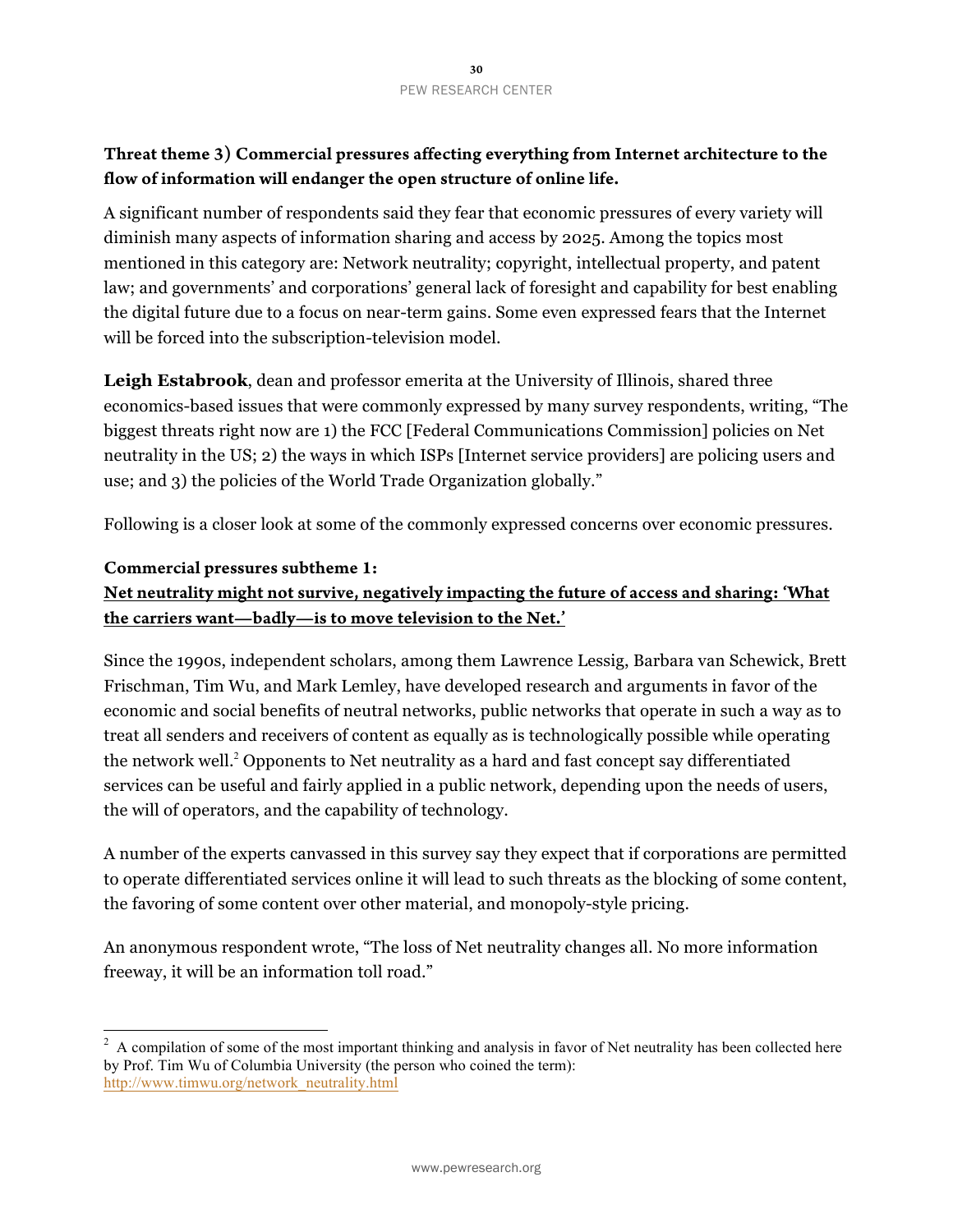**Threat theme 3) Commercial pressures affecting everything from Internet architecture to the flow of information will endanger the open structure of online life.**

A significant number of respondents said they fear that economic pressures of every variety will diminish many aspects of information sharing and access by 2025. Among the topics most mentioned in this category are: Network neutrality; copyright, intellectual property, and patent law; and governments' and corporations' general lack of foresight and capability for best enabling the digital future due to a focus on near-term gains. Some even expressed fears that the Internet will be forced into the subscription-television model.

**Leigh Estabrook**, dean and professor emerita at the University of Illinois, shared three economics-based issues that were commonly expressed by many survey respondents, writing, "The biggest threats right now are 1) the FCC [Federal Communications Commission] policies on Net neutrality in the US; 2) the ways in which ISPs [Internet service providers] are policing users and use; and 3) the policies of the World Trade Organization globally."

Following is a closer look at some of the commonly expressed concerns over economic pressures.

**Commercial pressures subtheme 1:**
**Net neutrality might not survive, negatively impacting the future of access and sharing: 'What the carriers want—badly—is to move television to the Net.'**

Since the 1990s, independent scholars, among them Lawrence Lessig, Barbara van Schewick, Brett Frischman, Tim Wu, and Mark Lemley, have developed research and arguments in favor of the economic and social benefits of neutral networks, public networks that operate in such a way as to treat all senders and receivers of content as equally as is technologically possible while operating the network well.[2] Opponents to Net neutrality as a hard and fast concept say differentiated services can be useful and fairly applied in a public network, depending upon the needs of users, the will of operators, and the capability of technology.

A number of the experts canvassed in this survey say they expect that if corporations are permitted to operate differentiated services online it will lead to such threats as the blocking of some content, the favoring of some content over other material, and monopoly-style pricing.

An anonymous respondent wrote, "The loss of Net neutrality changes all. No more information freeway, it will be an information toll road."

---

[2] A compilation of some of the most important thinking and analysis in favor of Net neutrality has been collected here by Prof. Tim Wu of Columbia University (the person who coined the term): http://www.timwu.org/network_neutrality.html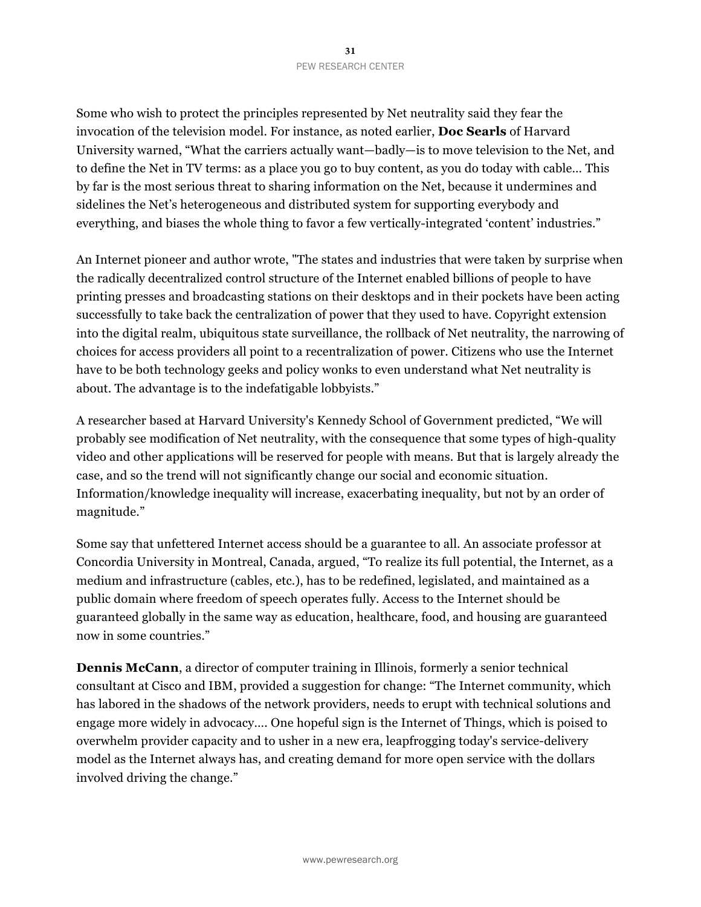Some who wish to protect the principles represented by Net neutrality said they fear the invocation of the television model. For instance, as noted earlier, **Doc Searls** of Harvard University warned, “What the carriers actually want—badly—is to move television to the Net, and to define the Net in TV terms: as a place you go to buy content, as you do today with cable… This by far is the most serious threat to sharing information on the Net, because it undermines and sidelines the Net’s heterogeneous and distributed system for supporting everybody and everything, and biases the whole thing to favor a few vertically-integrated ‘content’ industries.”

An Internet pioneer and author wrote, "The states and industries that were taken by surprise when the radically decentralized control structure of the Internet enabled billions of people to have printing presses and broadcasting stations on their desktops and in their pockets have been acting successfully to take back the centralization of power that they used to have. Copyright extension into the digital realm, ubiquitous state surveillance, the rollback of Net neutrality, the narrowing of choices for access providers all point to a recentralization of power. Citizens who use the Internet have to be both technology geeks and policy wonks to even understand what Net neutrality is about. The advantage is to the indefatigable lobbyists.”

A researcher based at Harvard University's Kennedy School of Government predicted, “We will probably see modification of Net neutrality, with the consequence that some types of high-quality video and other applications will be reserved for people with means. But that is largely already the case, and so the trend will not significantly change our social and economic situation. Information/knowledge inequality will increase, exacerbating inequality, but not by an order of magnitude.”

Some say that unfettered Internet access should be a guarantee to all. An associate professor at Concordia University in Montreal, Canada, argued, “To realize its full potential, the Internet, as a medium and infrastructure (cables, etc.), has to be redefined, legislated, and maintained as a public domain where freedom of speech operates fully. Access to the Internet should be guaranteed globally in the same way as education, healthcare, food, and housing are guaranteed now in some countries.”

**Dennis McCann**, a director of computer training in Illinois, formerly a senior technical consultant at Cisco and IBM, provided a suggestion for change: “The Internet community, which has labored in the shadows of the network providers, needs to erupt with technical solutions and engage more widely in advocacy…. One hopeful sign is the Internet of Things, which is poised to overwhelm provider capacity and to usher in a new era, leapfrogging today's service-delivery model as the Internet always has, and creating demand for more open service with the dollars involved driving the change.”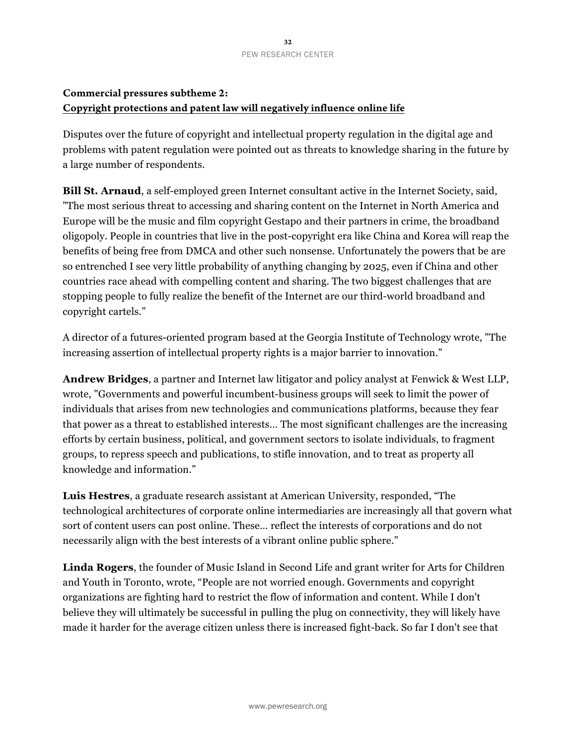**Commercial pressures subtheme 2:**
**Copyright protections and patent law will negatively influence online life**

Disputes over the future of copyright and intellectual property regulation in the digital age and problems with patent regulation were pointed out as threats to knowledge sharing in the future by a large number of respondents.

**Bill St. Arnaud**, a self-employed green Internet consultant active in the Internet Society, said, "The most serious threat to accessing and sharing content on the Internet in North America and Europe will be the music and film copyright Gestapo and their partners in crime, the broadband oligopoly. People in countries that live in the post-copyright era like China and Korea will reap the benefits of being free from DMCA and other such nonsense. Unfortunately the powers that be are so entrenched I see very little probability of anything changing by 2025, even if China and other countries race ahead with compelling content and sharing. The two biggest challenges that are stopping people to fully realize the benefit of the Internet are our third-world broadband and copyright cartels."

A director of a futures-oriented program based at the Georgia Institute of Technology wrote, "The increasing assertion of intellectual property rights is a major barrier to innovation."

**Andrew Bridges**, a partner and Internet law litigator and policy analyst at Fenwick & West LLP, wrote, "Governments and powerful incumbent-business groups will seek to limit the power of individuals that arises from new technologies and communications platforms, because they fear that power as a threat to established interests… The most significant challenges are the increasing efforts by certain business, political, and government sectors to isolate individuals, to fragment groups, to repress speech and publications, to stifle innovation, and to treat as property all knowledge and information."

**Luis Hestres**, a graduate research assistant at American University, responded, "The technological architectures of corporate online intermediaries are increasingly all that govern what sort of content users can post online. These… reflect the interests of corporations and do not necessarily align with the best interests of a vibrant online public sphere."

**Linda Rogers**, the founder of Music Island in Second Life and grant writer for Arts for Children and Youth in Toronto, wrote, "People are not worried enough. Governments and copyright organizations are fighting hard to restrict the flow of information and content. While I don't believe they will ultimately be successful in pulling the plug on connectivity, they will likely have made it harder for the average citizen unless there is increased fight-back. So far I don't see that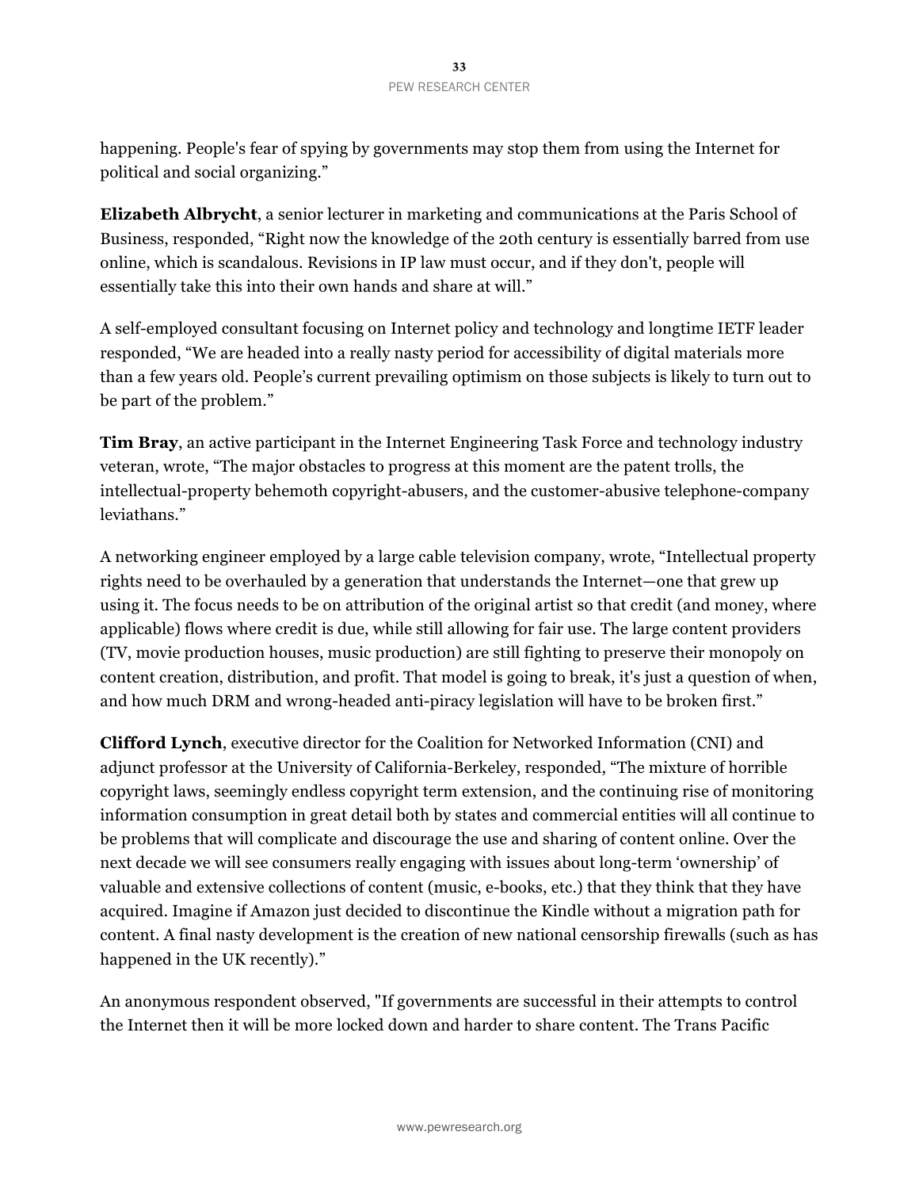happening. People's fear of spying by governments may stop them from using the Internet for political and social organizing."

**Elizabeth Albrycht**, a senior lecturer in marketing and communications at the Paris School of Business, responded, "Right now the knowledge of the 20th century is essentially barred from use online, which is scandalous. Revisions in IP law must occur, and if they don't, people will essentially take this into their own hands and share at will."

A self-employed consultant focusing on Internet policy and technology and longtime IETF leader responded, "We are headed into a really nasty period for accessibility of digital materials more than a few years old. People's current prevailing optimism on those subjects is likely to turn out to be part of the problem."

**Tim Bray**, an active participant in the Internet Engineering Task Force and technology industry veteran, wrote, "The major obstacles to progress at this moment are the patent trolls, the intellectual-property behemoth copyright-abusers, and the customer-abusive telephone-company leviathans."

A networking engineer employed by a large cable television company, wrote, "Intellectual property rights need to be overhauled by a generation that understands the Internet—one that grew up using it. The focus needs to be on attribution of the original artist so that credit (and money, where applicable) flows where credit is due, while still allowing for fair use. The large content providers (TV, movie production houses, music production) are still fighting to preserve their monopoly on content creation, distribution, and profit. That model is going to break, it's just a question of when, and how much DRM and wrong-headed anti-piracy legislation will have to be broken first."

**Clifford Lynch**, executive director for the Coalition for Networked Information (CNI) and adjunct professor at the University of California-Berkeley, responded, "The mixture of horrible copyright laws, seemingly endless copyright term extension, and the continuing rise of monitoring information consumption in great detail both by states and commercial entities will all continue to be problems that will complicate and discourage the use and sharing of content online. Over the next decade we will see consumers really engaging with issues about long-term 'ownership' of valuable and extensive collections of content (music, e-books, etc.) that they think that they have acquired. Imagine if Amazon just decided to discontinue the Kindle without a migration path for content. A final nasty development is the creation of new national censorship firewalls (such as has happened in the UK recently)."

An anonymous respondent observed, "If governments are successful in their attempts to control the Internet then it will be more locked down and harder to share content. The Trans Pacific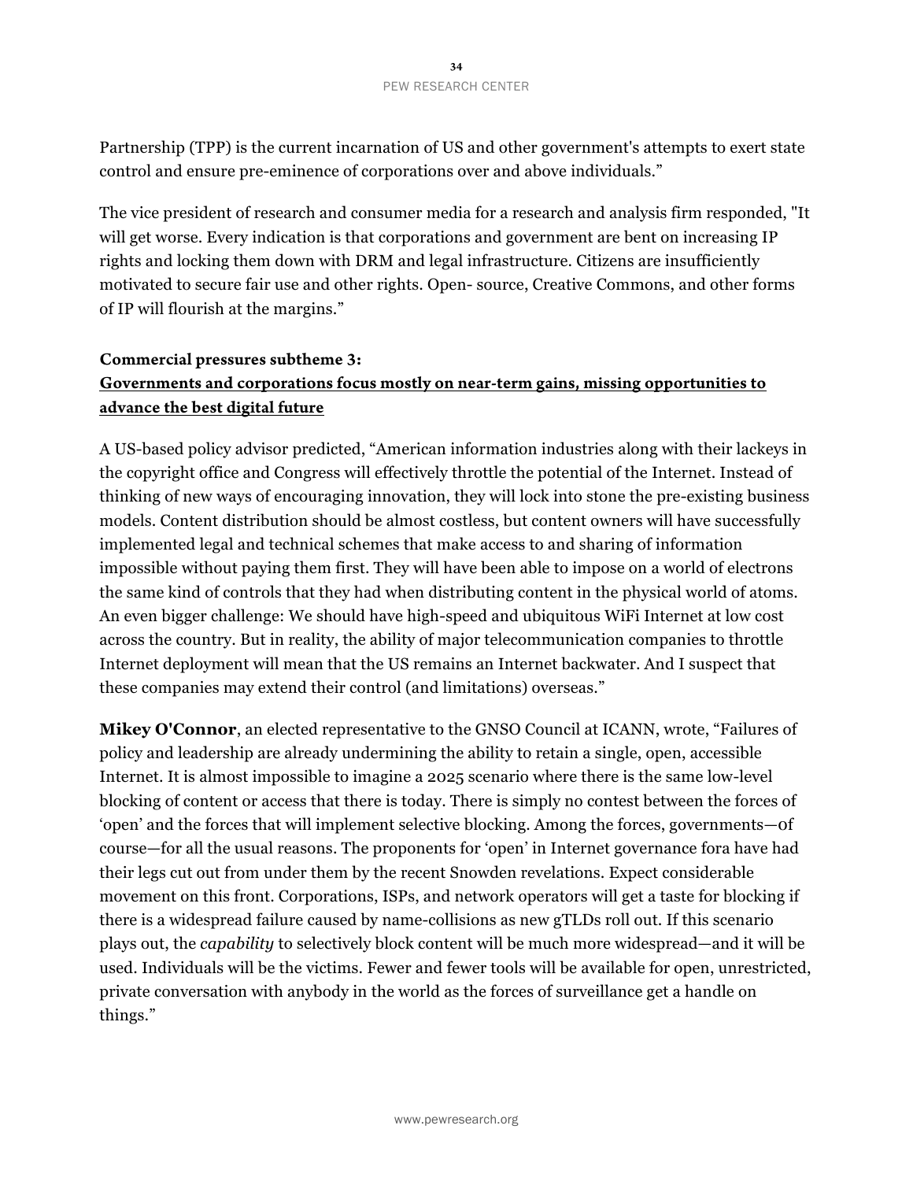Partnership (TPP) is the current incarnation of US and other government's attempts to exert state control and ensure pre-eminence of corporations over and above individuals."

The vice president of research and consumer media for a research and analysis firm responded, "It will get worse. Every indication is that corporations and government are bent on increasing IP rights and locking them down with DRM and legal infrastructure. Citizens are insufficiently motivated to secure fair use and other rights. Open- source, Creative Commons, and other forms of IP will flourish at the margins."

**Commercial pressures subtheme 3:**
**Governments and corporations focus mostly on near-term gains, missing opportunities to advance the best digital future**

A US-based policy advisor predicted, "American information industries along with their lackeys in the copyright office and Congress will effectively throttle the potential of the Internet. Instead of thinking of new ways of encouraging innovation, they will lock into stone the pre-existing business models. Content distribution should be almost costless, but content owners will have successfully implemented legal and technical schemes that make access to and sharing of information impossible without paying them first. They will have been able to impose on a world of electrons the same kind of controls that they had when distributing content in the physical world of atoms. An even bigger challenge: We should have high-speed and ubiquitous WiFi Internet at low cost across the country. But in reality, the ability of major telecommunication companies to throttle Internet deployment will mean that the US remains an Internet backwater. And I suspect that these companies may extend their control (and limitations) overseas."

**Mikey O'Connor**, an elected representative to the GNSO Council at ICANN, wrote, "Failures of policy and leadership are already undermining the ability to retain a single, open, accessible Internet. It is almost impossible to imagine a 2025 scenario where there is the same low-level blocking of content or access that there is today. There is simply no contest between the forces of 'open' and the forces that will implement selective blocking. Among the forces, governments—of course—for all the usual reasons. The proponents for 'open' in Internet governance fora have had their legs cut out from under them by the recent Snowden revelations. Expect considerable movement on this front. Corporations, ISPs, and network operators will get a taste for blocking if there is a widespread failure caused by name-collisions as new gTLDs roll out. If this scenario plays out, the *capability* to selectively block content will be much more widespread—and it will be used. Individuals will be the victims. Fewer and fewer tools will be available for open, unrestricted, private conversation with anybody in the world as the forces of surveillance get a handle on things."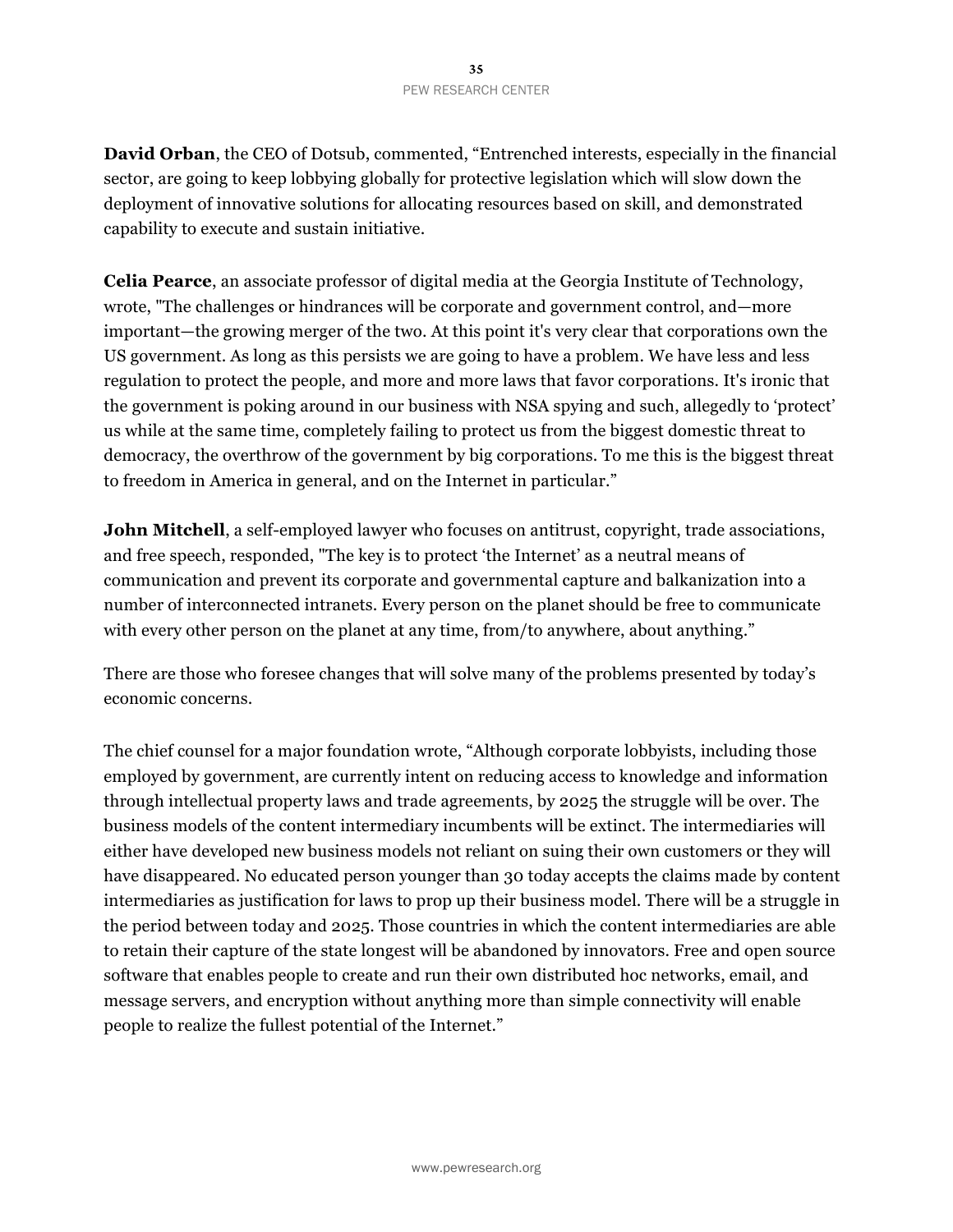**David Orban**, the CEO of Dotsub, commented, "Entrenched interests, especially in the financial sector, are going to keep lobbying globally for protective legislation which will slow down the deployment of innovative solutions for allocating resources based on skill, and demonstrated capability to execute and sustain initiative.

**Celia Pearce**, an associate professor of digital media at the Georgia Institute of Technology, wrote, "The challenges or hindrances will be corporate and government control, and—more important—the growing merger of the two. At this point it's very clear that corporations own the US government. As long as this persists we are going to have a problem. We have less and less regulation to protect the people, and more and more laws that favor corporations. It's ironic that the government is poking around in our business with NSA spying and such, allegedly to 'protect' us while at the same time, completely failing to protect us from the biggest domestic threat to democracy, the overthrow of the government by big corporations. To me this is the biggest threat to freedom in America in general, and on the Internet in particular."

**John Mitchell**, a self-employed lawyer who focuses on antitrust, copyright, trade associations, and free speech, responded, "The key is to protect 'the Internet' as a neutral means of communication and prevent its corporate and governmental capture and balkanization into a number of interconnected intranets. Every person on the planet should be free to communicate with every other person on the planet at any time, from/to anywhere, about anything."

There are those who foresee changes that will solve many of the problems presented by today's economic concerns.

The chief counsel for a major foundation wrote, "Although corporate lobbyists, including those employed by government, are currently intent on reducing access to knowledge and information through intellectual property laws and trade agreements, by 2025 the struggle will be over. The business models of the content intermediary incumbents will be extinct. The intermediaries will either have developed new business models not reliant on suing their own customers or they will have disappeared. No educated person younger than 30 today accepts the claims made by content intermediaries as justification for laws to prop up their business model. There will be a struggle in the period between today and 2025. Those countries in which the content intermediaries are able to retain their capture of the state longest will be abandoned by innovators. Free and open source software that enables people to create and run their own distributed hoc networks, email, and message servers, and encryption without anything more than simple connectivity will enable people to realize the fullest potential of the Internet."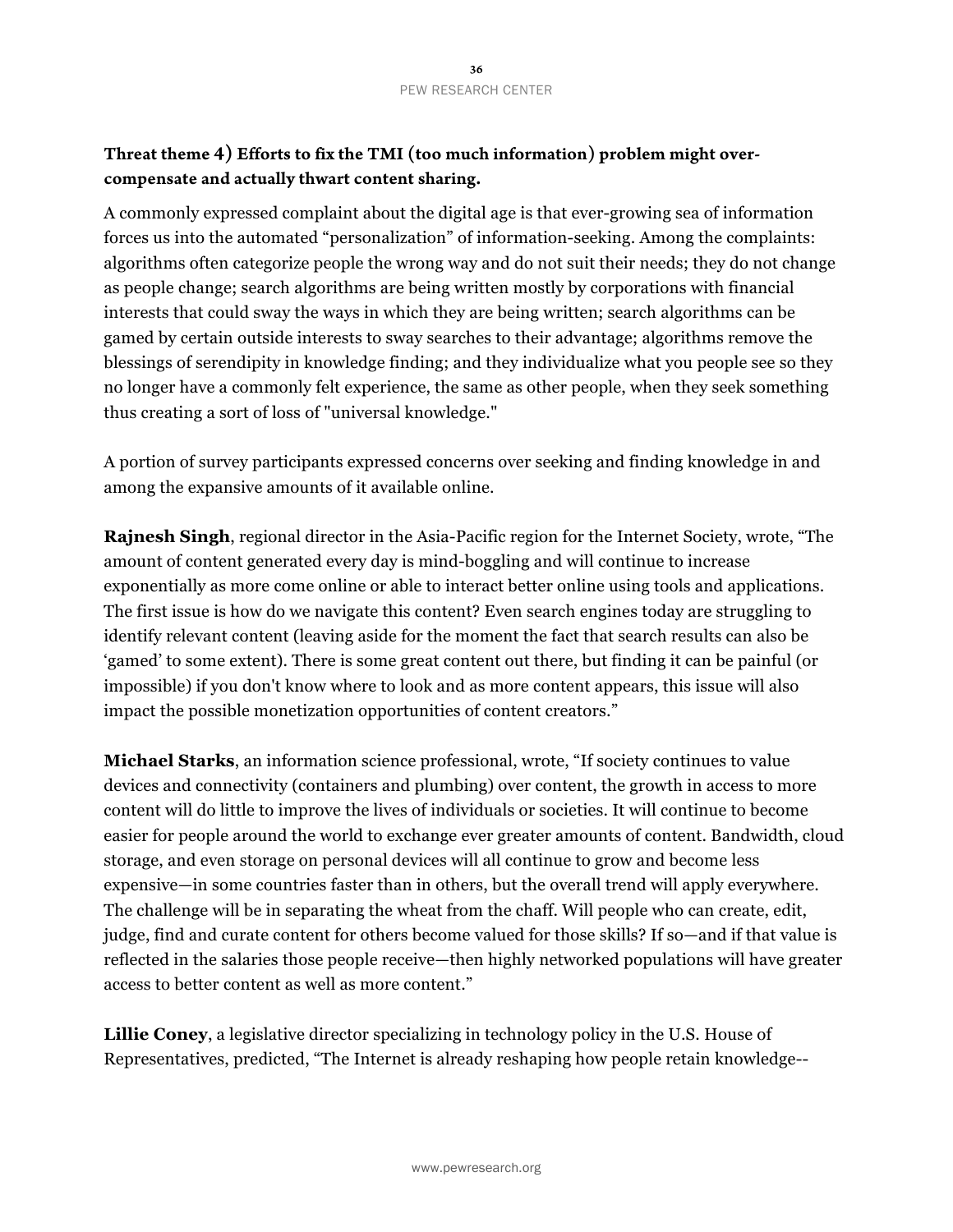**Threat theme 4) Efforts to fix the TMI (too much information) problem might over-compensate and actually thwart content sharing.**

A commonly expressed complaint about the digital age is that ever-growing sea of information forces us into the automated "personalization" of information-seeking. Among the complaints: algorithms often categorize people the wrong way and do not suit their needs; they do not change as people change; search algorithms are being written mostly by corporations with financial interests that could sway the ways in which they are being written; search algorithms can be gamed by certain outside interests to sway searches to their advantage; algorithms remove the blessings of serendipity in knowledge finding; and they individualize what you people see so they no longer have a commonly felt experience, the same as other people, when they seek something thus creating a sort of loss of "universal knowledge."

A portion of survey participants expressed concerns over seeking and finding knowledge in and among the expansive amounts of it available online.

**Rajnesh Singh**, regional director in the Asia-Pacific region for the Internet Society, wrote, "The amount of content generated every day is mind-boggling and will continue to increase exponentially as more come online or able to interact better online using tools and applications. The first issue is how do we navigate this content? Even search engines today are struggling to identify relevant content (leaving aside for the moment the fact that search results can also be 'gamed' to some extent). There is some great content out there, but finding it can be painful (or impossible) if you don't know where to look and as more content appears, this issue will also impact the possible monetization opportunities of content creators."

**Michael Starks**, an information science professional, wrote, "If society continues to value devices and connectivity (containers and plumbing) over content, the growth in access to more content will do little to improve the lives of individuals or societies. It will continue to become easier for people around the world to exchange ever greater amounts of content. Bandwidth, cloud storage, and even storage on personal devices will all continue to grow and become less expensive—in some countries faster than in others, but the overall trend will apply everywhere. The challenge will be in separating the wheat from the chaff. Will people who can create, edit, judge, find and curate content for others become valued for those skills? If so—and if that value is reflected in the salaries those people receive—then highly networked populations will have greater access to better content as well as more content."

**Lillie Coney**, a legislative director specializing in technology policy in the U.S. House of Representatives, predicted, "The Internet is already reshaping how people retain knowledge--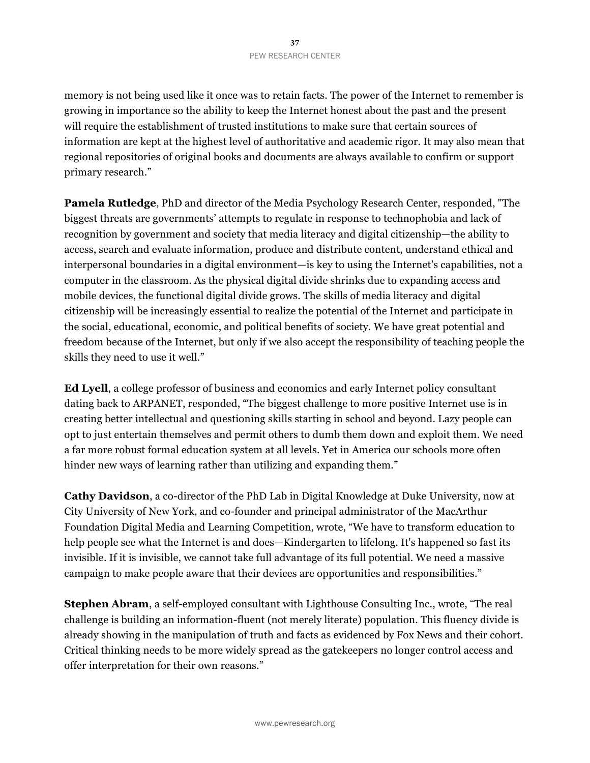memory is not being used like it once was to retain facts. The power of the Internet to remember is growing in importance so the ability to keep the Internet honest about the past and the present will require the establishment of trusted institutions to make sure that certain sources of information are kept at the highest level of authoritative and academic rigor. It may also mean that regional repositories of original books and documents are always available to confirm or support primary research."

**Pamela Rutledge**, PhD and director of the Media Psychology Research Center, responded, "The biggest threats are governments' attempts to regulate in response to technophobia and lack of recognition by government and society that media literacy and digital citizenship—the ability to access, search and evaluate information, produce and distribute content, understand ethical and interpersonal boundaries in a digital environment—is key to using the Internet's capabilities, not a computer in the classroom. As the physical digital divide shrinks due to expanding access and mobile devices, the functional digital divide grows. The skills of media literacy and digital citizenship will be increasingly essential to realize the potential of the Internet and participate in the social, educational, economic, and political benefits of society. We have great potential and freedom because of the Internet, but only if we also accept the responsibility of teaching people the skills they need to use it well."

**Ed Lyell**, a college professor of business and economics and early Internet policy consultant dating back to ARPANET, responded, "The biggest challenge to more positive Internet use is in creating better intellectual and questioning skills starting in school and beyond. Lazy people can opt to just entertain themselves and permit others to dumb them down and exploit them. We need a far more robust formal education system at all levels. Yet in America our schools more often hinder new ways of learning rather than utilizing and expanding them."

**Cathy Davidson**, a co-director of the PhD Lab in Digital Knowledge at Duke University, now at City University of New York, and co-founder and principal administrator of the MacArthur Foundation Digital Media and Learning Competition, wrote, "We have to transform education to help people see what the Internet is and does—Kindergarten to lifelong. It's happened so fast its invisible. If it is invisible, we cannot take full advantage of its full potential. We need a massive campaign to make people aware that their devices are opportunities and responsibilities."

**Stephen Abram**, a self-employed consultant with Lighthouse Consulting Inc., wrote, "The real challenge is building an information-fluent (not merely literate) population. This fluency divide is already showing in the manipulation of truth and facts as evidenced by Fox News and their cohort. Critical thinking needs to be more widely spread as the gatekeepers no longer control access and offer interpretation for their own reasons."